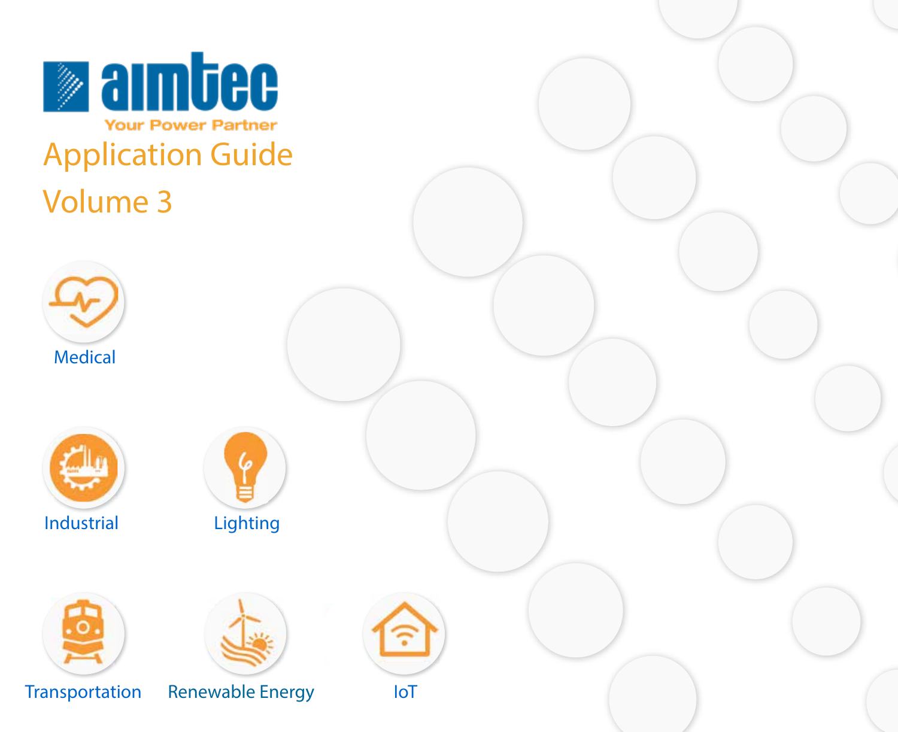# aimtec

Your Power Partner

# Application Guide

# Volume 3

Medical

Industrial

Lighting

Transportation

Renewable Energy

IoT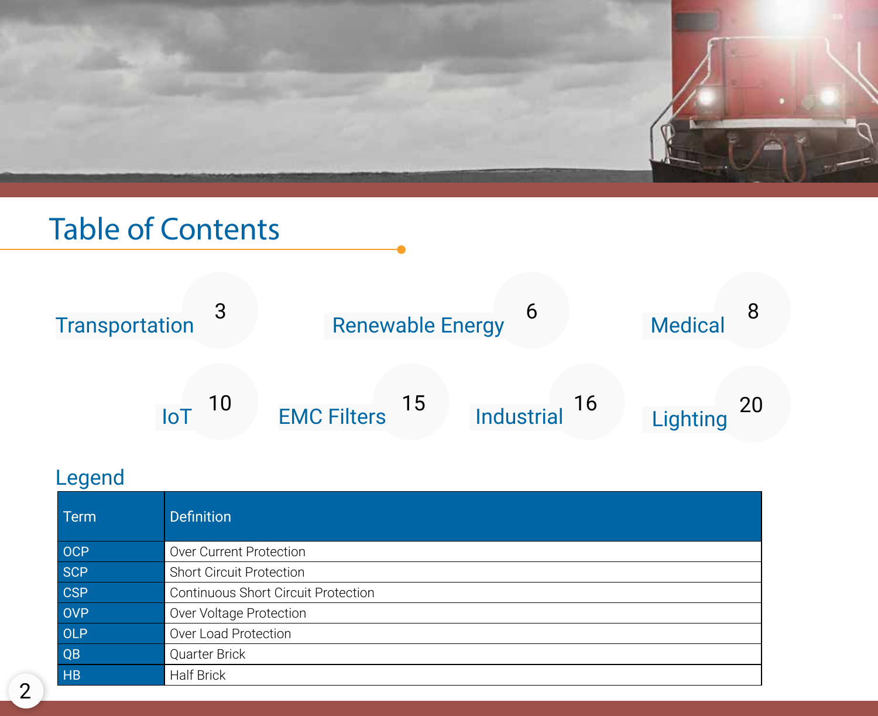# Table of Contents

- Transportation 3
- Renewable Energy 6
- Medical 8
- IoT 10
- EMC Filters 15
- Industrial 16
- Lighting 20

## Legend

| Term | Definition |
|---|---|
| OCP | Over Current Protection |
| SCP | Short Circuit Protection |
| CSP | Continuous Short Circuit Protection |
| OVP | Over Voltage Protection |
| OLP | Over Load Protection |
| QB | Quarter Brick |
| HB | Half Brick |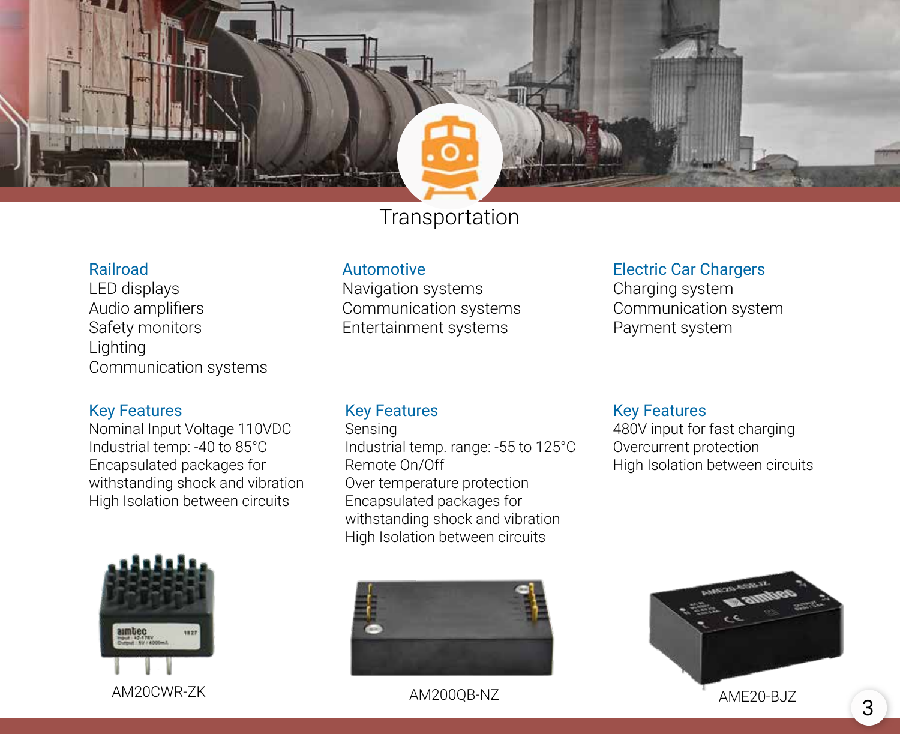# Transportation

## Railroad

LED displays
Audio amplifiers
Safety monitors
Lighting
Communication systems

### Key Features

Nominal Input Voltage 110VDC
Industrial temp: -40 to 85°C
Encapsulated packages for withstanding shock and vibration
High Isolation between circuits

AM20CWR-ZK

## Automotive

Navigation systems
Communication systems
Entertainment systems

### Key Features

Sensing
Industrial temp. range: -55 to 125°C
Remote On/Off
Over temperature protection
Encapsulated packages for withstanding shock and vibration
High Isolation between circuits

AM200QB-NZ

## Electric Car Chargers

Charging system
Communication system
Payment system

### Key Features

480V input for fast charging
Overcurrent protection
High Isolation between circuits

AME20-BJZ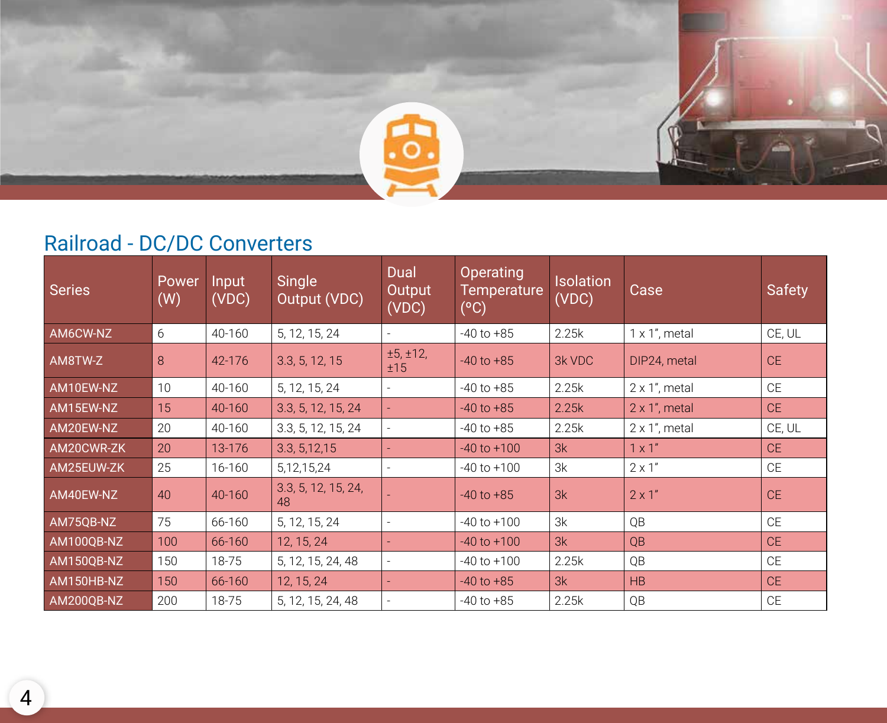## Railroad - DC/DC Converters

| Series | Power (W) | Input (VDC) | Single Output (VDC) | Dual Output (VDC) | Operating Temperature (°C) | Isolation (VDC) | Case | Safety |
|---|---|---|---|---|---|---|---|---|
| AM6CW-NZ | 6 | 40-160 | 5, 12, 15, 24 | - | -40 to +85 | 2.25k | 1 x 1", metal | CE, UL |
| AM8TW-Z | 8 | 42-176 | 3.3, 5, 12, 15 | ±5, ±12, ±15 | -40 to +85 | 3k VDC | DIP24, metal | CE |
| AM10EW-NZ | 10 | 40-160 | 5, 12, 15, 24 | - | -40 to +85 | 2.25k | 2 x 1", metal | CE |
| AM15EW-NZ | 15 | 40-160 | 3.3, 5, 12, 15, 24 | - | -40 to +85 | 2.25k | 2 x 1", metal | CE |
| AM20EW-NZ | 20 | 40-160 | 3.3, 5, 12, 15, 24 | - | -40 to +85 | 2.25k | 2 x 1", metal | CE, UL |
| AM20CWR-ZK | 20 | 13-176 | 3.3, 5,12,15 | - | -40 to +100 | 3k | 1 x 1" | CE |
| AM25EUW-ZK | 25 | 16-160 | 5,12,15,24 | - | -40 to +100 | 3k | 2 x 1" | CE |
| AM40EW-NZ | 40 | 40-160 | 3.3, 5, 12, 15, 24, 48 | - | -40 to +85 | 3k | 2 x 1" | CE |
| AM75QB-NZ | 75 | 66-160 | 5, 12, 15, 24 | - | -40 to +100 | 3k | QB | CE |
| AM100QB-NZ | 100 | 66-160 | 12, 15, 24 | - | -40 to +100 | 3k | QB | CE |
| AM150QB-NZ | 150 | 18-75 | 5, 12, 15, 24, 48 | - | -40 to +100 | 2.25k | QB | CE |
| AM150HB-NZ | 150 | 66-160 | 12, 15, 24 | - | -40 to +85 | 3k | HB | CE |
| AM200QB-NZ | 200 | 18-75 | 5, 12, 15, 24, 48 | - | -40 to +85 | 2.25k | QB | CE |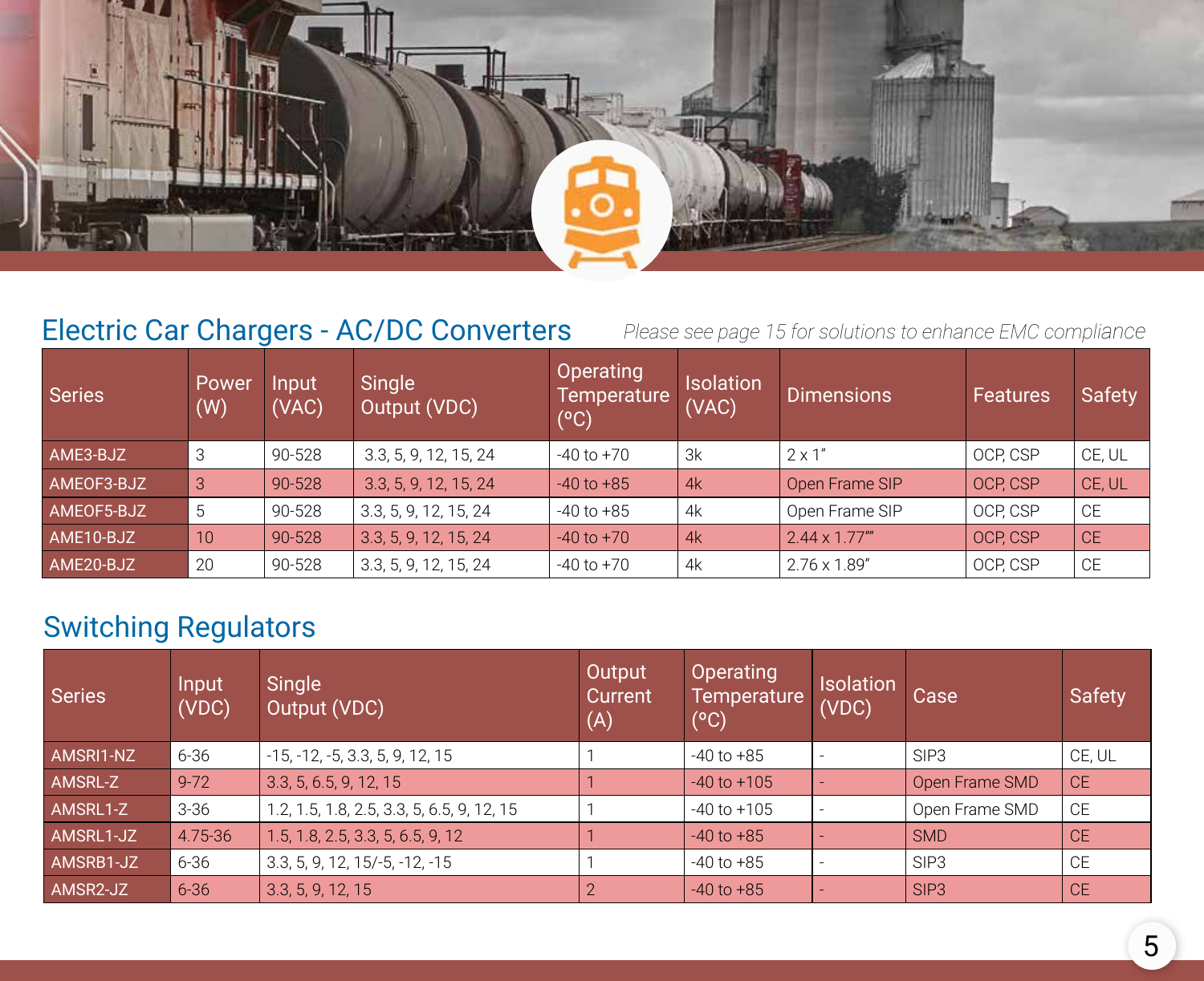## Electric Car Chargers - AC/DC Converters

*Please see page 15 for solutions to enhance EMC compliance*

| Series | Power (W) | Input (VAC) | Single Output (VDC) | Operating Temperature (°C) | Isolation (VAC) | Dimensions | Features | Safety |
|---|---|---|---|---|---|---|---|---|
| AME3-BJZ | 3 | 90-528 | 3.3, 5, 9, 12, 15, 24 | -40 to +70 | 3k | 2 x 1" | OCP, CSP | CE, UL |
| AMEOF3-BJZ | 3 | 90-528 | 3.3, 5, 9, 12, 15, 24 | -40 to +85 | 4k | Open Frame SIP | OCP, CSP | CE, UL |
| AMEOF5-BJZ | 5 | 90-528 | 3.3, 5, 9, 12, 15, 24 | -40 to +85 | 4k | Open Frame SIP | OCP, CSP | CE |
| AME10-BJZ | 10 | 90-528 | 3.3, 5, 9, 12, 15, 24 | -40 to +70 | 4k | 2.44 x 1.77"" | OCP, CSP | CE |
| AME20-BJZ | 20 | 90-528 | 3.3, 5, 9, 12, 15, 24 | -40 to +70 | 4k | 2.76 x 1.89" | OCP, CSP | CE |

## Switching Regulators

| Series | Input (VDC) | Single Output (VDC) | Output Current (A) | Operating Temperature (°C) | Isolation (VDC) | Case | Safety |
|---|---|---|---|---|---|---|---|
| AMSRI1-NZ | 6-36 | -15, -12, -5, 3.3, 5, 9, 12, 15 | 1 | -40 to +85 | - | SIP3 | CE, UL |
| AMSRL-Z | 9-72 | 3.3, 5, 6.5, 9, 12, 15 | 1 | -40 to +105 | - | Open Frame SMD | CE |
| AMSRL1-Z | 3-36 | 1.2, 1.5, 1.8, 2.5, 3.3, 5, 6.5, 9, 12, 15 | 1 | -40 to +105 | - | Open Frame SMD | CE |
| AMSRL1-JZ | 4.75-36 | 1.5, 1.8, 2.5, 3.3, 5, 6.5, 9, 12 | 1 | -40 to +85 | - | SMD | CE |
| AMSRB1-JZ | 6-36 | 3.3, 5, 9, 12, 15/-5, -12, -15 | 1 | -40 to +85 | - | SIP3 | CE |
| AMSR2-JZ | 6-36 | 3.3, 5, 9, 12, 15 | 2 | -40 to +85 | - | SIP3 | CE |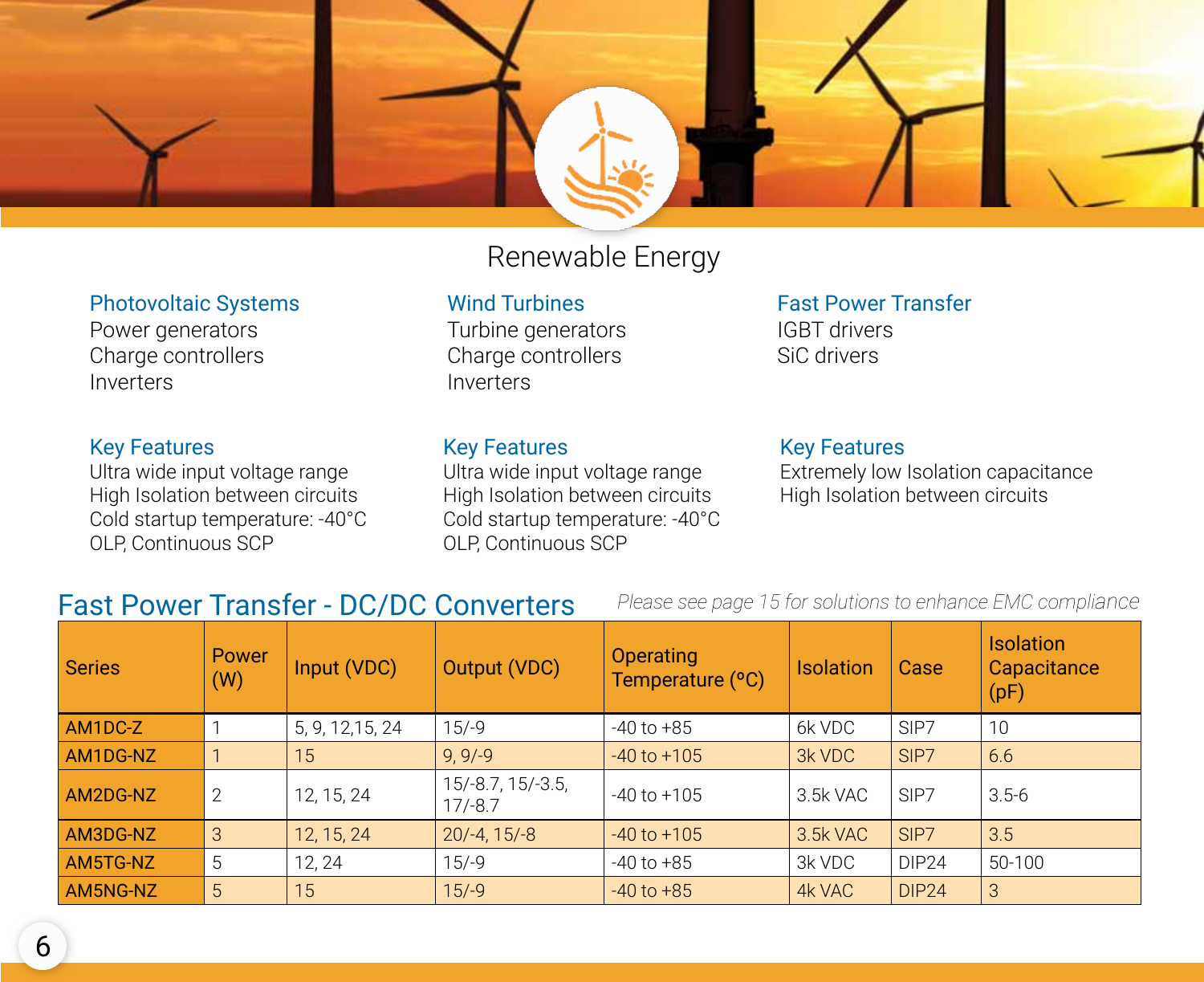# Renewable Energy

### Photovoltaic Systems

Power generators
Charge controllers
Inverters

### Wind Turbines

Turbine generators
Charge controllers
Inverters

### Fast Power Transfer

IGBT drivers
SiC drivers

### Key Features

Ultra wide input voltage range
High Isolation between circuits
Cold startup temperature: -40°C
OLP, Continuous SCP

### Key Features

Ultra wide input voltage range
High Isolation between circuits
Cold startup temperature: -40°C
OLP, Continuous SCP

### Key Features

Extremely low Isolation capacitance
High Isolation between circuits

## Fast Power Transfer - DC/DC Converters

*Please see page 15 for solutions to enhance EMC compliance*

| Series | Power (W) | Input (VDC) | Output (VDC) | Operating Temperature (°C) | Isolation | Case | Isolation Capacitance (pF) |
|---|---|---|---|---|---|---|---|
| AM1DC-Z | 1 | 5, 9, 12,15, 24 | 15/-9 | -40 to +85 | 6k VDC | SIP7 | 10 |
| AM1DG-NZ | 1 | 15 | 9, 9/-9 | -40 to +105 | 3k VDC | SIP7 | 6.6 |
| AM2DG-NZ | 2 | 12, 15, 24 | 15/-8.7, 15/-3.5, 17/-8.7 | -40 to +105 | 3.5k VAC | SIP7 | 3.5-6 |
| AM3DG-NZ | 3 | 12, 15, 24 | 20/-4, 15/-8 | -40 to +105 | 3.5k VAC | SIP7 | 3.5 |
| AM5TG-NZ | 5 | 12, 24 | 15/-9 | -40 to +85 | 3k VDC | DIP24 | 50-100 |
| AM5NG-NZ | 5 | 15 | 15/-9 | -40 to +85 | 4k VAC | DIP24 | 3 |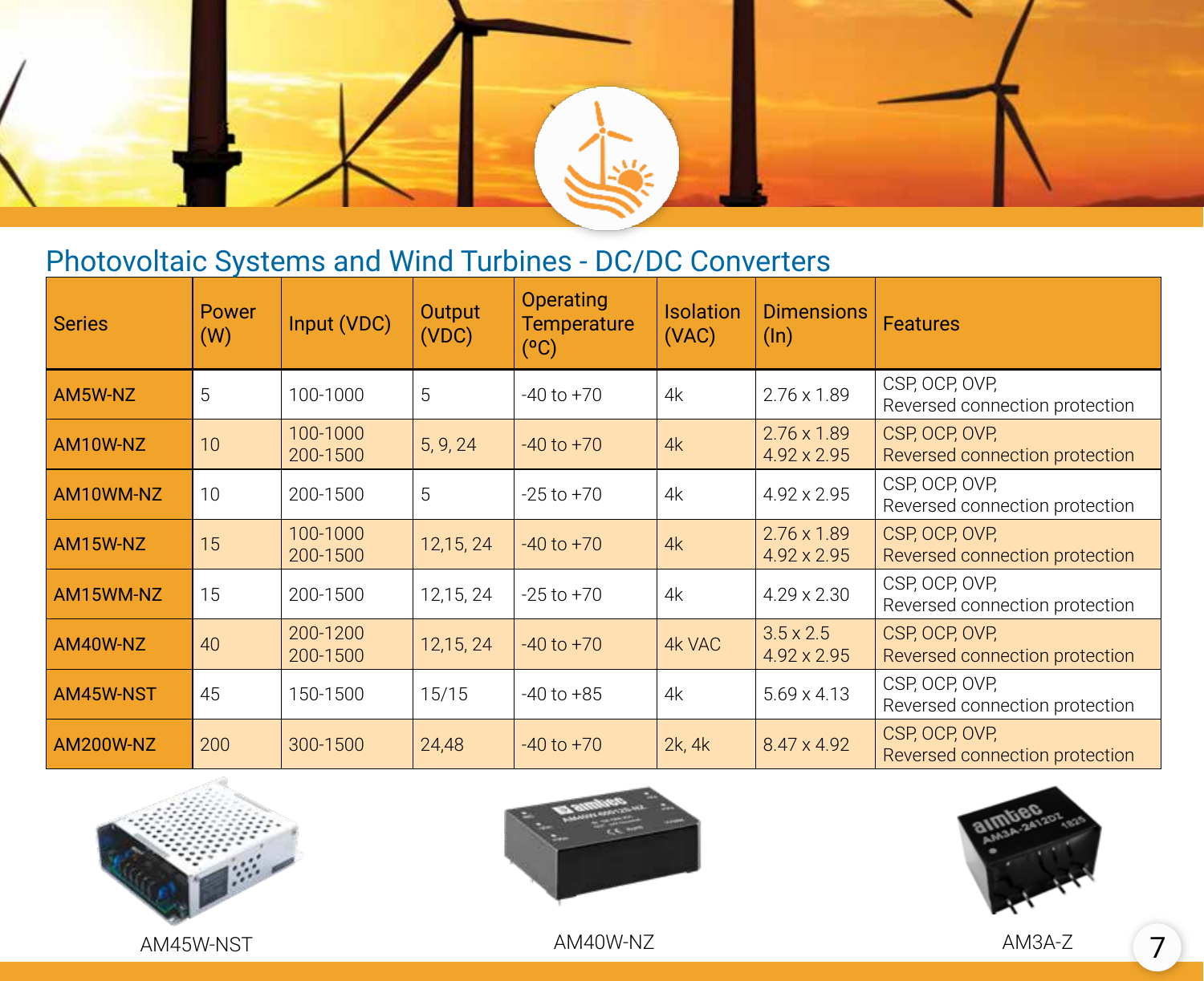## Photovoltaic Systems and Wind Turbines - DC/DC Converters

| Series | Power (W) | Input (VDC) | Output (VDC) | Operating Temperature (ºC) | Isolation (VAC) | Dimensions (In) | Features |
|---|---|---|---|---|---|---|---|
| AM5W-NZ | 5 | 100-1000 | 5 | -40 to +70 | 4k | 2.76 x 1.89 | CSP, OCP, OVP, Reversed connection protection |
| AM10W-NZ | 10 | 100-1000<br>200-1500 | 5, 9, 24 | -40 to +70 | 4k | 2.76 x 1.89<br>4.92 x 2.95 | CSP, OCP, OVP, Reversed connection protection |
| AM10WM-NZ | 10 | 200-1500 | 5 | -25 to +70 | 4k | 4.92 x 2.95 | CSP, OCP, OVP, Reversed connection protection |
| AM15W-NZ | 15 | 100-1000<br>200-1500 | 12,15, 24 | -40 to +70 | 4k | 2.76 x 1.89<br>4.92 x 2.95 | CSP, OCP, OVP, Reversed connection protection |
| AM15WM-NZ | 15 | 200-1500 | 12,15, 24 | -25 to +70 | 4k | 4.29 x 2.30 | CSP, OCP, OVP, Reversed connection protection |
| AM40W-NZ | 40 | 200-1200<br>200-1500 | 12,15, 24 | -40 to +70 | 4k VAC | 3.5 x 2.5<br>4.92 x 2.95 | CSP, OCP, OVP, Reversed connection protection |
| AM45W-NST | 45 | 150-1500 | 15/15 | -40 to +85 | 4k | 5.69 x 4.13 | CSP, OCP, OVP, Reversed connection protection |
| AM200W-NZ | 200 | 300-1500 | 24,48 | -40 to +70 | 2k, 4k | 8.47 x 4.92 | CSP, OCP, OVP, Reversed connection protection |

AM45W-NST

AM40W-NZ

AM3A-Z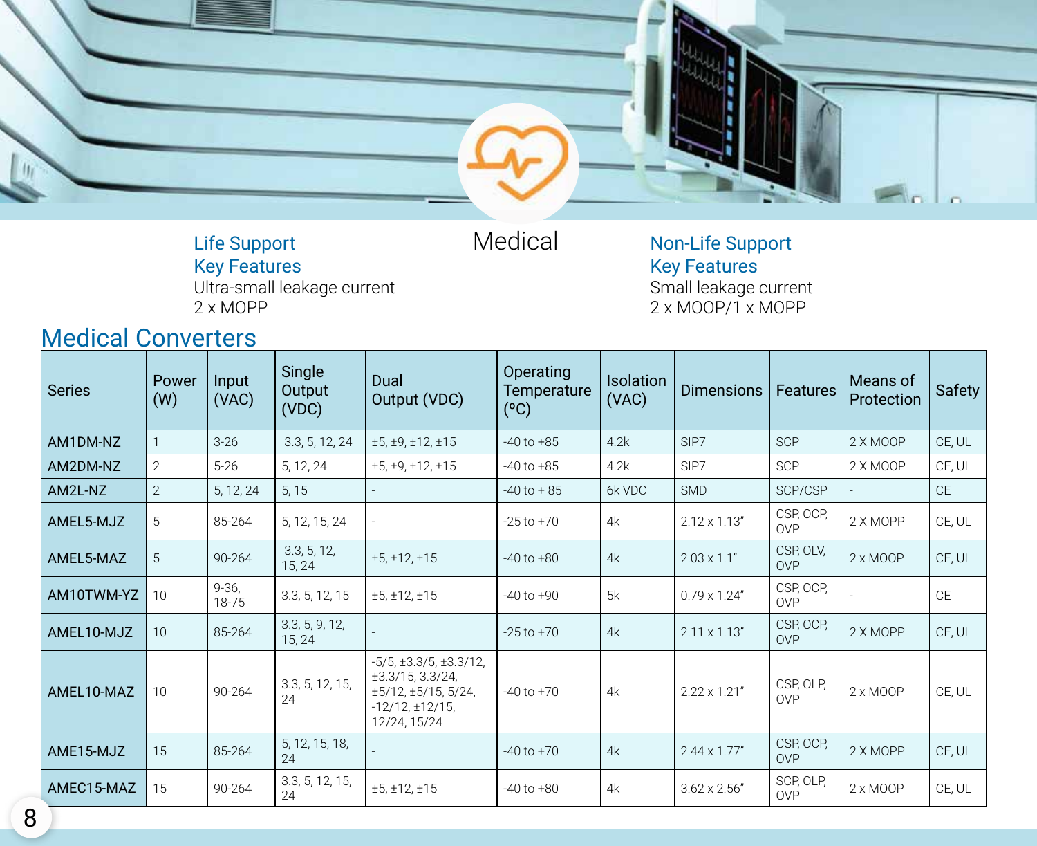# Medical

**Life Support**
**Key Features**
Ultra-small leakage current
2 x MOPP

**Non-Life Support**
**Key Features**
Small leakage current
2 x MOOP/1 x MOPP

## Medical Converters

| Series | Power (W) | Input (VAC) | Single Output (VDC) | Dual Output (VDC) | Operating Temperature (ºC) | Isolation (VAC) | Dimensions | Features | Means of Protection | Safety |
|---|---|---|---|---|---|---|---|---|---|---|
| AM1DM-NZ | 1 | 3-26 | 3.3, 5, 12, 24 | ±5, ±9, ±12, ±15 | -40 to +85 | 4.2k | SIP7 | SCP | 2 X MOOP | CE, UL |
| AM2DM-NZ | 2 | 5-26 | 5, 12, 24 | ±5, ±9, ±12, ±15 | -40 to +85 | 4.2k | SIP7 | SCP | 2 X MOOP | CE, UL |
| AM2L-NZ | 2 | 5, 12, 24 | 5, 15 | - | -40 to + 85 | 6k VDC | SMD | SCP/CSP | - | CE |
| AMEL5-MJZ | 5 | 85-264 | 5, 12, 15, 24 | - | -25 to +70 | 4k | 2.12 x 1.13" | CSP, OCP, OVP | 2 X MOPP | CE, UL |
| AMEL5-MAZ | 5 | 90-264 | 3.3, 5, 12, 15, 24 | ±5, ±12, ±15 | -40 to +80 | 4k | 2.03 x 1.1" | CSP, OLV, OVP | 2 x MOOP | CE, UL |
| AM10TWM-YZ | 10 | 9-36, 18-75 | 3.3, 5, 12, 15 | ±5, ±12, ±15 | -40 to +90 | 5k | 0.79 x 1.24" | CSP, OCP, OVP | - | CE |
| AMEL10-MJZ | 10 | 85-264 | 3.3, 5, 9, 12, 15, 24 | - | -25 to +70 | 4k | 2.11 x 1.13" | CSP, OCP, OVP | 2 X MOPP | CE, UL |
| AMEL10-MAZ | 10 | 90-264 | 3.3, 5, 12, 15, 24 | -5/5, ±3.3/5, ±3.3/12, ±3.3/15, 3.3/24, ±5/12, ±5/15, 5/24, -12/12, ±12/15, 12/24, 15/24 | -40 to +70 | 4k | 2.22 x 1.21" | CSP, OLP, OVP | 2 x MOOP | CE, UL |
| AME15-MJZ | 15 | 85-264 | 5, 12, 15, 18, 24 | - | -40 to +70 | 4k | 2.44 x 1.77" | CSP, OCP, OVP | 2 X MOPP | CE, UL |
| AMEC15-MAZ | 15 | 90-264 | 3.3, 5, 12, 15, 24 | ±5, ±12, ±15 | -40 to +80 | 4k | 3.62 x 2.56" | SCP, OLP, OVP | 2 x MOOP | CE, UL |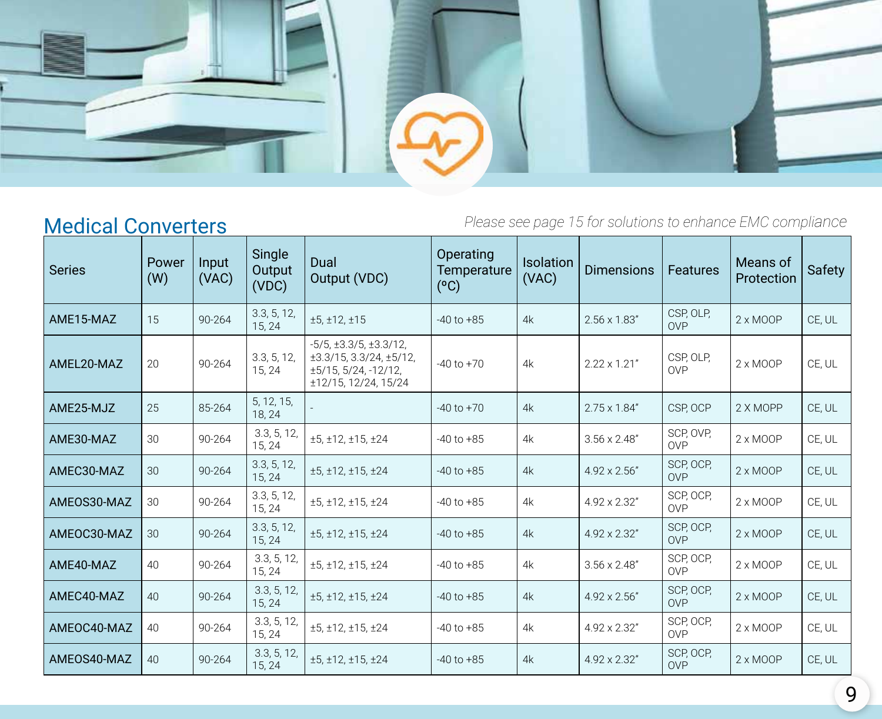## Medical Converters

*Please see page 15 for solutions to enhance EMC compliance*

| Series | Power (W) | Input (VAC) | Single Output (VDC) | Dual Output (VDC) | Operating Temperature (°C) | Isolation (VAC) | Dimensions | Features | Means of Protection | Safety |
|---|---|---|---|---|---|---|---|---|---|---|
| AME15-MAZ | 15 | 90-264 | 3.3, 5, 12, 15, 24 | ±5, ±12, ±15 | -40 to +85 | 4k | 2.56 x 1.83" | CSP, OLP, OVP | 2 x MOOP | CE, UL |
| AMEL20-MAZ | 20 | 90-264 | 3.3, 5, 12, 15, 24 | -5/5, ±3.3/5, ±3.3/12, ±3.3/15, 3.3/24, ±5/12, ±5/15, 5/24, -12/12, ±12/15, 12/24, 15/24 | -40 to +70 | 4k | 2.22 x 1.21" | CSP, OLP, OVP | 2 x MOOP | CE, UL |
| AME25-MJZ | 25 | 85-264 | 5, 12, 15, 18, 24 | - | -40 to +70 | 4k | 2.75 x 1.84" | CSP, OCP | 2 X MOPP | CE, UL |
| AME30-MAZ | 30 | 90-264 | 3.3, 5, 12, 15, 24 | ±5, ±12, ±15, ±24 | -40 to +85 | 4k | 3.56 x 2.48" | SCP, OVP, OVP | 2 x MOOP | CE, UL |
| AMEC30-MAZ | 30 | 90-264 | 3.3, 5, 12, 15, 24 | ±5, ±12, ±15, ±24 | -40 to +85 | 4k | 4.92 x 2.56" | SCP, OCP, OVP | 2 x MOOP | CE, UL |
| AMEOS30-MAZ | 30 | 90-264 | 3.3, 5, 12, 15, 24 | ±5, ±12, ±15, ±24 | -40 to +85 | 4k | 4.92 x 2.32" | SCP, OCP, OVP | 2 x MOOP | CE, UL |
| AMEOC30-MAZ | 30 | 90-264 | 3.3, 5, 12, 15, 24 | ±5, ±12, ±15, ±24 | -40 to +85 | 4k | 4.92 x 2.32" | SCP, OCP, OVP | 2 x MOOP | CE, UL |
| AME40-MAZ | 40 | 90-264 | 3.3, 5, 12, 15, 24 | ±5, ±12, ±15, ±24 | -40 to +85 | 4k | 3.56 x 2.48" | SCP, OCP, OVP | 2 x MOOP | CE, UL |
| AMEC40-MAZ | 40 | 90-264 | 3.3, 5, 12, 15, 24 | ±5, ±12, ±15, ±24 | -40 to +85 | 4k | 4.92 x 2.56" | SCP, OCP, OVP | 2 x MOOP | CE, UL |
| AMEOC40-MAZ | 40 | 90-264 | 3.3, 5, 12, 15, 24 | ±5, ±12, ±15, ±24 | -40 to +85 | 4k | 4.92 x 2.32" | SCP, OCP, OVP | 2 x MOOP | CE, UL |
| AMEOS40-MAZ | 40 | 90-264 | 3.3, 5, 12, 15, 24 | ±5, ±12, ±15, ±24 | -40 to +85 | 4k | 4.92 x 2.32" | SCP, OCP, OVP | 2 x MOOP | CE, UL |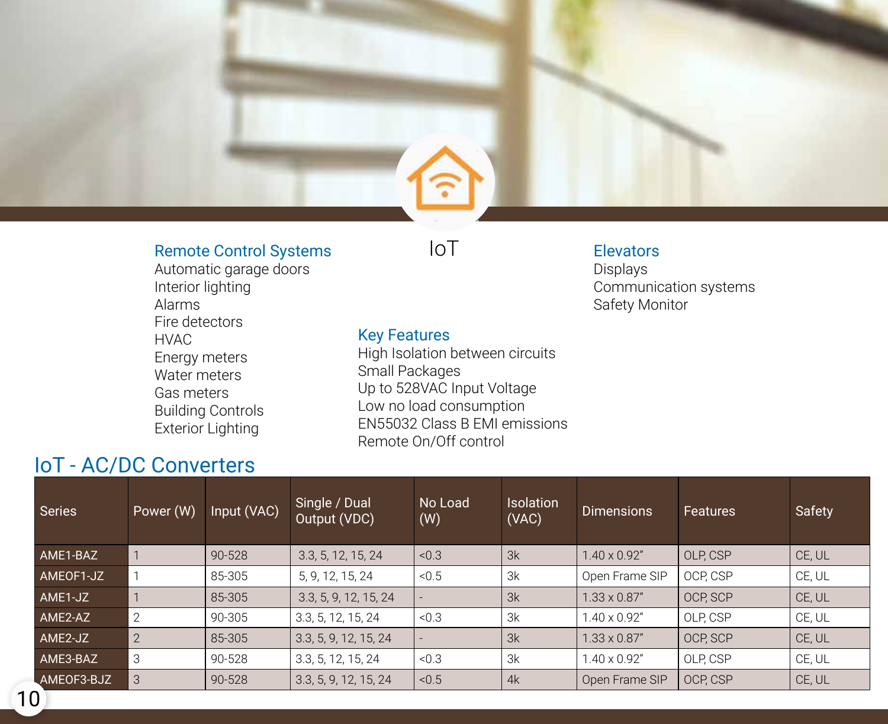# IoT

### Remote Control Systems

Automatic garage doors
Interior lighting
Alarms
Fire detectors
HVAC
Energy meters
Water meters
Gas meters
Building Controls
Exterior Lighting

### Key Features

High Isolation between circuits
Small Packages
Up to 528VAC Input Voltage
Low no load consumption
EN55032 Class B EMI emissions
Remote On/Off control

### Elevators

Displays
Communication systems
Safety Monitor

## IoT - AC/DC Converters

| Series | Power (W) | Input (VAC) | Single / Dual Output (VDC) | No Load (W) | Isolation (VAC) | Dimensions | Features | Safety |
|---|---|---|---|---|---|---|---|---|
| AME1-BAZ | 1 | 90-528 | 3.3, 5, 12, 15, 24 | <0.3 | 3k | 1.40 x 0.92” | OLP, CSP | CE, UL |
| AMEOF1-JZ | 1 | 85-305 | 5, 9, 12, 15, 24 | <0.5 | 3k | Open Frame SIP | OCP, CSP | CE, UL |
| AME1-JZ | 1 | 85-305 | 3.3, 5, 9, 12, 15, 24 | - | 3k | 1.33 x 0.87” | OCP, SCP | CE, UL |
| AME2-AZ | 2 | 90-305 | 3.3, 5, 12, 15, 24 | <0.3 | 3k | 1.40 x 0.92” | OLP, CSP | CE, UL |
| AME2-JZ | 2 | 85-305 | 3.3, 5, 9, 12, 15, 24 | - | 3k | 1.33 x 0.87” | OCP, SCP | CE, UL |
| AME3-BAZ | 3 | 90-528 | 3.3, 5, 12, 15, 24 | <0.3 | 3k | 1.40 x 0.92” | OLP, CSP | CE, UL |
| AMEOF3-BJZ | 3 | 90-528 | 3.3, 5, 9, 12, 15, 24 | <0.5 | 4k | Open Frame SIP | OCP, CSP | CE, UL |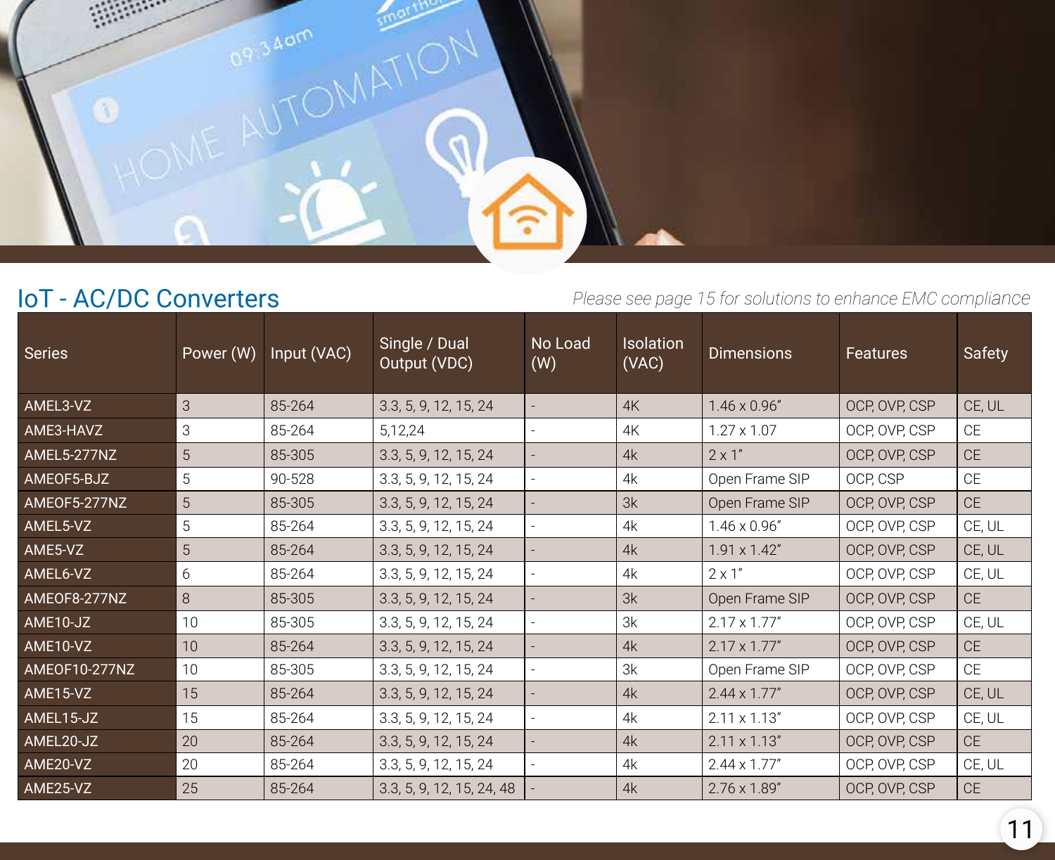## IoT - AC/DC Converters

*Please see page 15 for solutions to enhance EMC compliance*

| Series | Power (W) | Input (VAC) | Single / Dual Output (VDC) | No Load (W) | Isolation (VAC) | Dimensions | Features | Safety |
|---|---|---|---|---|---|---|---|---|
| AMEL3-VZ | 3 | 85-264 | 3.3, 5, 9, 12, 15, 24 | - | 4K | 1.46 x 0.96" | OCP, OVP, CSP | CE, UL |
| AME3-HAVZ | 3 | 85-264 | 5,12,24 | - | 4K | 1.27 x 1.07 | OCP, OVP, CSP | CE |
| AMEL5-277NZ | 5 | 85-305 | 3.3, 5, 9, 12, 15, 24 | - | 4k | 2 x 1" | OCP, OVP, CSP | CE |
| AMEOF5-BJZ | 5 | 90-528 | 3.3, 5, 9, 12, 15, 24 | - | 4k | Open Frame SIP | OCP, CSP | CE |
| AMEOF5-277NZ | 5 | 85-305 | 3.3, 5, 9, 12, 15, 24 | - | 3k | Open Frame SIP | OCP, OVP, CSP | CE |
| AMEL5-VZ | 5 | 85-264 | 3.3, 5, 9, 12, 15, 24 | - | 4k | 1.46 x 0.96" | OCP, OVP, CSP | CE, UL |
| AME5-VZ | 5 | 85-264 | 3.3, 5, 9, 12, 15, 24 | - | 4k | 1.91 x 1.42" | OCP, OVP, CSP | CE, UL |
| AMEL6-VZ | 6 | 85-264 | 3.3, 5, 9, 12, 15, 24 | - | 4k | 2 x 1" | OCP, OVP, CSP | CE, UL |
| AMEOF8-277NZ | 8 | 85-305 | 3.3, 5, 9, 12, 15, 24 | - | 3k | Open Frame SIP | OCP, OVP, CSP | CE |
| AME10-JZ | 10 | 85-305 | 3.3, 5, 9, 12, 15, 24 | - | 3k | 2.17 x 1.77" | OCP, OVP, CSP | CE, UL |
| AME10-VZ | 10 | 85-264 | 3.3, 5, 9, 12, 15, 24 | - | 4k | 2.17 x 1.77" | OCP, OVP, CSP | CE |
| AMEOF10-277NZ | 10 | 85-305 | 3.3, 5, 9, 12, 15, 24 | - | 3k | Open Frame SIP | OCP, OVP, CSP | CE |
| AME15-VZ | 15 | 85-264 | 3.3, 5, 9, 12, 15, 24 | - | 4k | 2.44 x 1.77" | OCP, OVP, CSP | CE, UL |
| AMEL15-JZ | 15 | 85-264 | 3.3, 5, 9, 12, 15, 24 | - | 4k | 2.11 x 1.13" | OCP, OVP, CSP | CE, UL |
| AMEL20-JZ | 20 | 85-264 | 3.3, 5, 9, 12, 15, 24 | - | 4k | 2.11 x 1.13" | OCP, OVP, CSP | CE |
| AME20-VZ | 20 | 85-264 | 3.3, 5, 9, 12, 15, 24 | - | 4k | 2.44 x 1.77" | OCP, OVP, CSP | CE, UL |
| AME25-VZ | 25 | 85-264 | 3.3, 5, 9, 12, 15, 24, 48 | - | 4k | 2.76 x 1.89" | OCP, OVP, CSP | CE |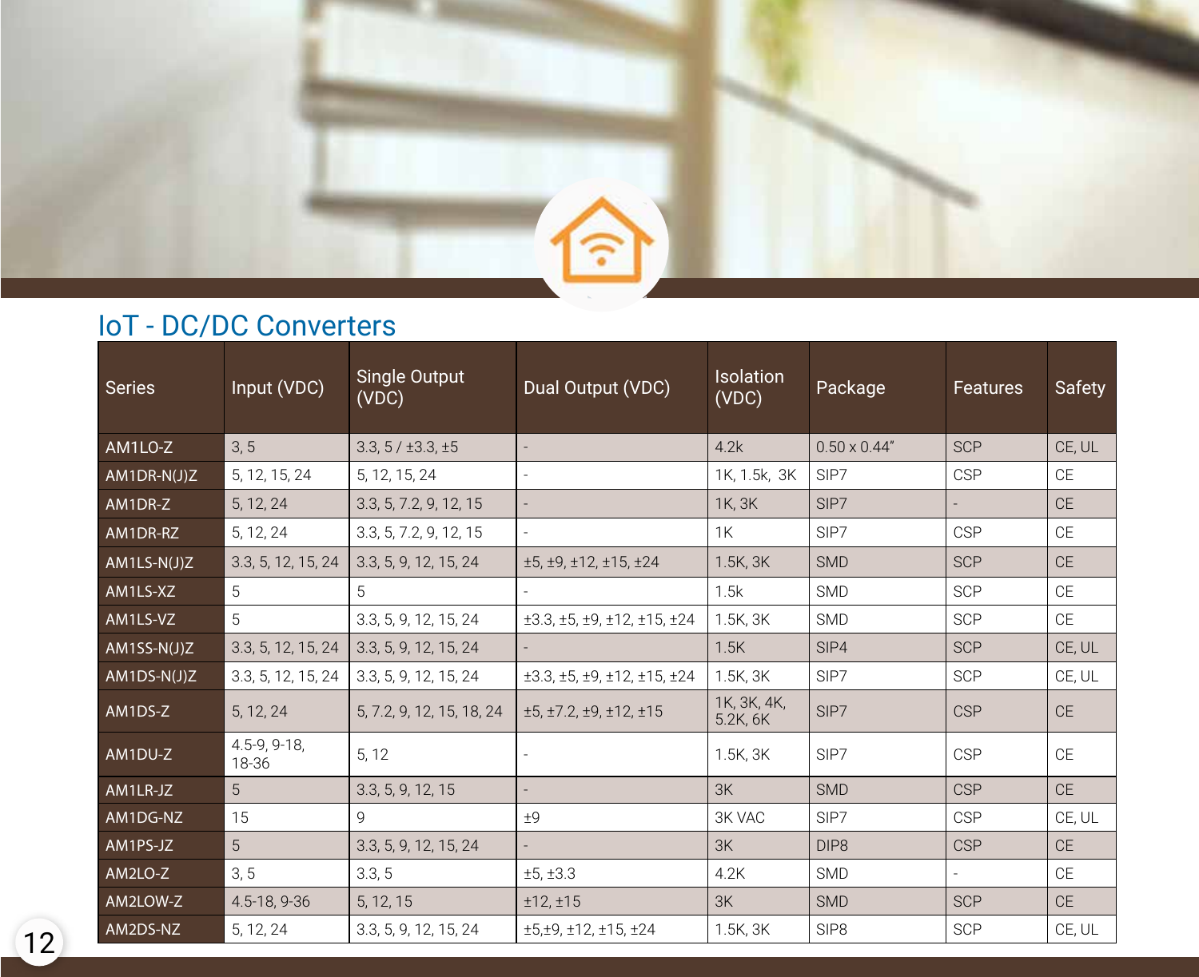## IoT - DC/DC Converters

| Series | Input (VDC) | Single Output (VDC) | Dual Output (VDC) | Isolation (VDC) | Package | Features | Safety |
|---|---|---|---|---|---|---|---|
| AM1LO-Z | 3, 5 | 3.3, 5 / ±3.3, ±5 | - | 4.2k | 0.50 x 0.44” | SCP | CE, UL |
| AM1DR-N(J)Z | 5, 12, 15, 24 | 5, 12, 15, 24 | - | 1K, 1.5k, 3K | SIP7 | CSP | CE |
| AM1DR-Z | 5, 12, 24 | 3.3, 5, 7.2, 9, 12, 15 | - | 1K, 3K | SIP7 | - | CE |
| AM1DR-RZ | 5, 12, 24 | 3.3, 5, 7.2, 9, 12, 15 | - | 1K | SIP7 | CSP | CE |
| AM1LS-N(J)Z | 3.3, 5, 12, 15, 24 | 3.3, 5, 9, 12, 15, 24 | ±5, ±9, ±12, ±15, ±24 | 1.5K, 3K | SMD | SCP | CE |
| AM1LS-XZ | 5 | 5 | - | 1.5k | SMD | SCP | CE |
| AM1LS-VZ | 5 | 3.3, 5, 9, 12, 15, 24 | ±3.3, ±5, ±9, ±12, ±15, ±24 | 1.5K, 3K | SMD | SCP | CE |
| AM1SS-N(J)Z | 3.3, 5, 12, 15, 24 | 3.3, 5, 9, 12, 15, 24 | - | 1.5K | SIP4 | SCP | CE, UL |
| AM1DS-N(J)Z | 3.3, 5, 12, 15, 24 | 3.3, 5, 9, 12, 15, 24 | ±3.3, ±5, ±9, ±12, ±15, ±24 | 1.5K, 3K | SIP7 | SCP | CE, UL |
| AM1DS-Z | 5, 12, 24 | 5, 7.2, 9, 12, 15, 18, 24 | ±5, ±7.2, ±9, ±12, ±15 | 1K, 3K, 4K, 5.2K, 6K | SIP7 | CSP | CE |
| AM1DU-Z | 4.5-9, 9-18, 18-36 | 5, 12 | - | 1.5K, 3K | SIP7 | CSP | CE |
| AM1LR-JZ | 5 | 3.3, 5, 9, 12, 15 | - | 3K | SMD | CSP | CE |
| AM1DG-NZ | 15 | 9 | ±9 | 3K VAC | SIP7 | CSP | CE, UL |
| AM1PS-JZ | 5 | 3.3, 5, 9, 12, 15, 24 | - | 3K | DIP8 | CSP | CE |
| AM2LO-Z | 3, 5 | 3.3, 5 | ±5, ±3.3 | 4.2K | SMD | - | CE |
| AM2LOW-Z | 4.5-18, 9-36 | 5, 12, 15 | ±12, ±15 | 3K | SMD | SCP | CE |
| AM2DS-NZ | 5, 12, 24 | 3.3, 5, 9, 12, 15, 24 | ±5,±9, ±12, ±15, ±24 | 1.5K, 3K | SIP8 | SCP | CE, UL |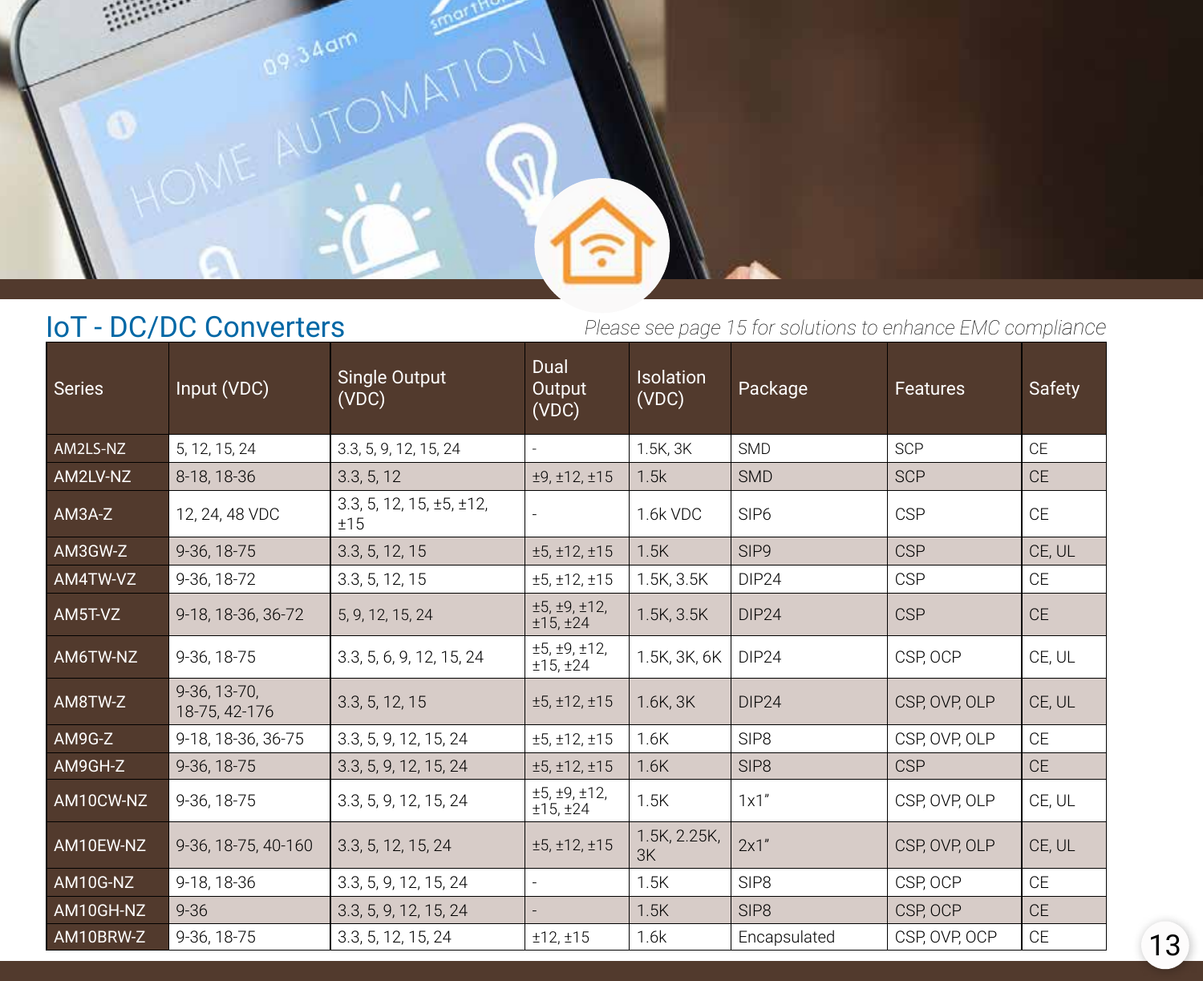## IoT - DC/DC Converters

*Please see page 15 for solutions to enhance EMC compliance*

| Series | Input (VDC) | Single Output (VDC) | Dual Output (VDC) | Isolation (VDC) | Package | Features | Safety |
|---|---|---|---|---|---|---|---|
| AM2LS-NZ | 5, 12, 15, 24 | 3.3, 5, 9, 12, 15, 24 | - | 1.5K, 3K | SMD | SCP | CE |
| AM2LV-NZ | 8-18, 18-36 | 3.3, 5, 12 | ±9, ±12, ±15 | 1.5k | SMD | SCP | CE |
| AM3A-Z | 12, 24, 48 VDC | 3.3, 5, 12, 15, ±5, ±12, ±15 | - | 1.6k VDC | SIP6 | CSP | CE |
| AM3GW-Z | 9-36, 18-75 | 3.3, 5, 12, 15 | ±5, ±12, ±15 | 1.5K | SIP9 | CSP | CE, UL |
| AM4TW-VZ | 9-36, 18-72 | 3.3, 5, 12, 15 | ±5, ±12, ±15 | 1.5K, 3.5K | DIP24 | CSP | CE |
| AM5T-VZ | 9-18, 18-36, 36-72 | 5, 9, 12, 15, 24 | ±5, ±9, ±12, ±15, ±24 | 1.5K, 3.5K | DIP24 | CSP | CE |
| AM6TW-NZ | 9-36, 18-75 | 3.3, 5, 6, 9, 12, 15, 24 | ±5, ±9, ±12, ±15, ±24 | 1.5K, 3K, 6K | DIP24 | CSP, OCP | CE, UL |
| AM8TW-Z | 9-36, 13-70, 18-75, 42-176 | 3.3, 5, 12, 15 | ±5, ±12, ±15 | 1.6K, 3K | DIP24 | CSP, OVP, OLP | CE, UL |
| AM9G-Z | 9-18, 18-36, 36-75 | 3.3, 5, 9, 12, 15, 24 | ±5, ±12, ±15 | 1.6K | SIP8 | CSP, OVP, OLP | CE |
| AM9GH-Z | 9-36, 18-75 | 3.3, 5, 9, 12, 15, 24 | ±5, ±12, ±15 | 1.6K | SIP8 | CSP | CE |
| AM10CW-NZ | 9-36, 18-75 | 3.3, 5, 9, 12, 15, 24 | ±5, ±9, ±12, ±15, ±24 | 1.5K | 1x1" | CSP, OVP, OLP | CE, UL |
| AM10EW-NZ | 9-36, 18-75, 40-160 | 3.3, 5, 12, 15, 24 | ±5, ±12, ±15 | 1.5K, 2.25K, 3K | 2x1" | CSP, OVP, OLP | CE, UL |
| AM10G-NZ | 9-18, 18-36 | 3.3, 5, 9, 12, 15, 24 | - | 1.5K | SIP8 | CSP, OCP | CE |
| AM10GH-NZ | 9-36 | 3.3, 5, 9, 12, 15, 24 | - | 1.5K | SIP8 | CSP, OCP | CE |
| AM10BRW-Z | 9-36, 18-75 | 3.3, 5, 12, 15, 24 | ±12, ±15 | 1.6k | Encapsulated | CSP, OVP, OCP | CE |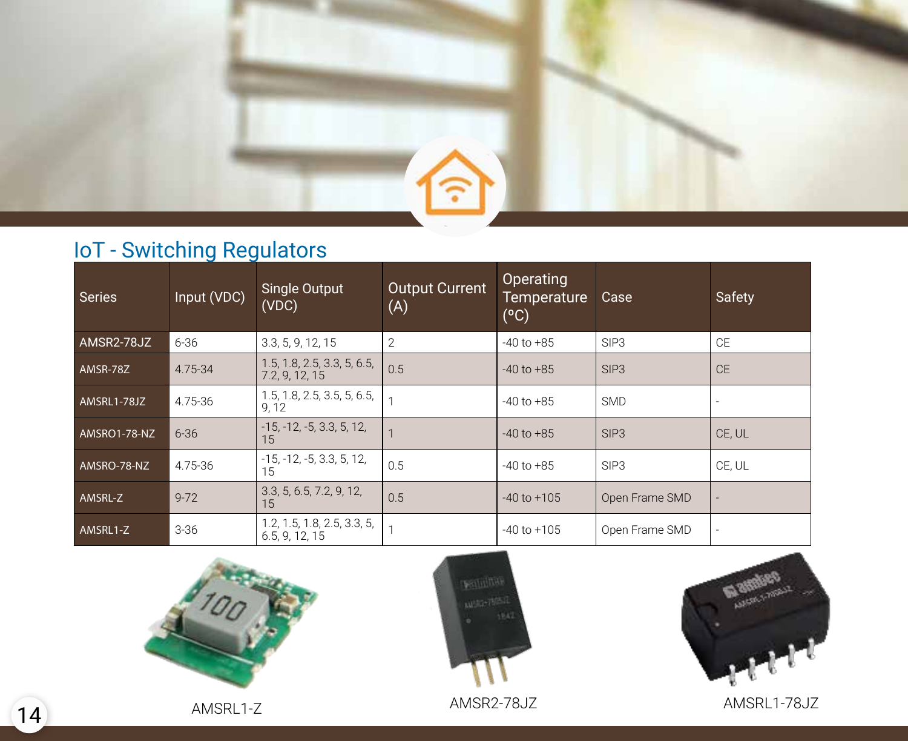## IoT - Switching Regulators

| Series | Input (VDC) | Single Output (VDC) | Output Current (A) | Operating Temperature (ºC) | Case | Safety |
|---|---|---|---|---|---|---|
| AMSR2-78JZ | 6-36 | 3.3, 5, 9, 12, 15 | 2 | -40 to +85 | SIP3 | CE |
| AMSR-78Z | 4.75-34 | 1.5, 1.8, 2.5, 3.3, 5, 6.5, 7.2, 9, 12, 15 | 0.5 | -40 to +85 | SIP3 | CE |
| AMSRL1-78JZ | 4.75-36 | 1.5, 1.8, 2.5, 3.5, 5, 6.5, 9, 12 | 1 | -40 to +85 | SMD | - |
| AMSRO1-78-NZ | 6-36 | -15, -12, -5, 3.3, 5, 12, 15 | 1 | -40 to +85 | SIP3 | CE, UL |
| AMSRO-78-NZ | 4.75-36 | -15, -12, -5, 3.3, 5, 12, 15 | 0.5 | -40 to +85 | SIP3 | CE, UL |
| AMSRL-Z | 9-72 | 3.3, 5, 6.5, 7.2, 9, 12, 15 | 0.5 | -40 to +105 | Open Frame SMD | - |
| AMSRL1-Z | 3-36 | 1.2, 1.5, 1.8, 2.5, 3.3, 5, 6.5, 9, 12, 15 | 1 | -40 to +105 | Open Frame SMD | - |

AMSRL1-Z

AMSR2-78JZ

AMSRL1-78JZ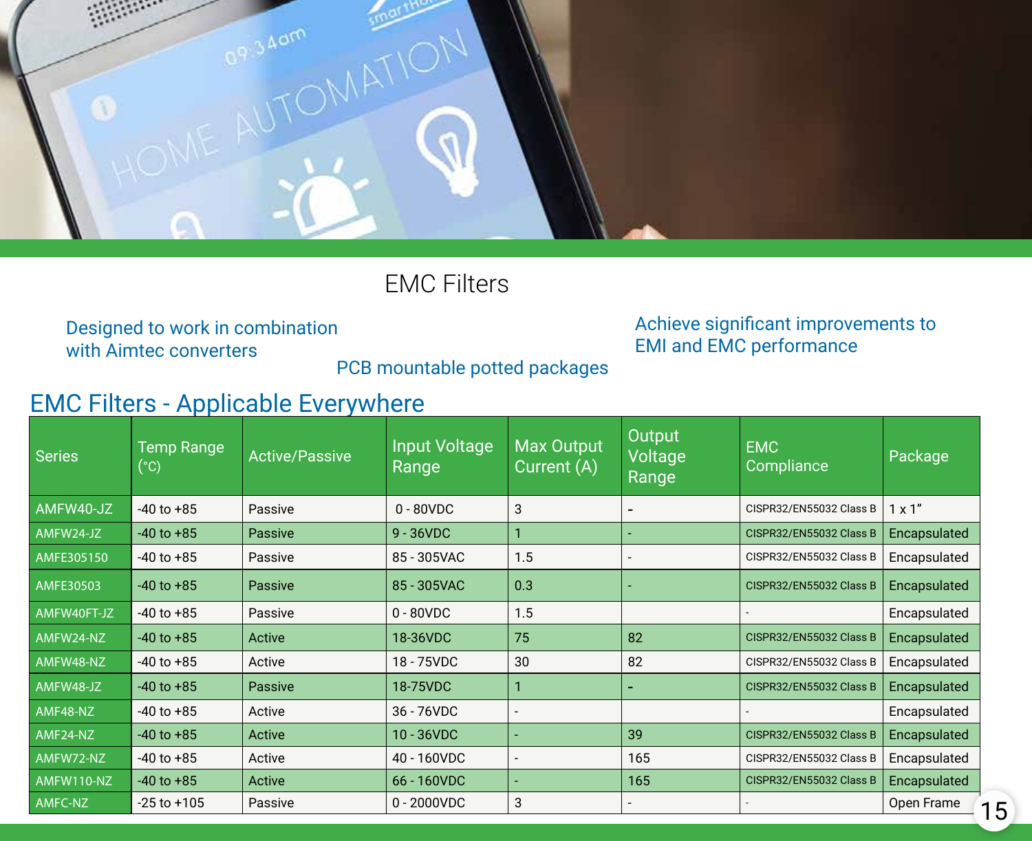# EMC Filters

Designed to work in combination with Aimtec converters

PCB mountable potted packages

Achieve significant improvements to EMI and EMC performance

## EMC Filters - Applicable Everywhere

| Series | Temp Range (°C) | Active/Passive | Input Voltage Range | Max Output Current (A) | Output Voltage Range | EMC Compliance | Package |
|---|---|---|---|---|---|---|---|
| AMFW40-JZ | -40 to +85 | Passive | 0 - 80VDC | 3 | - | CISPR32/EN55032 Class B | 1 x 1” |
| AMFW24-JZ | -40 to +85 | Passive | 9 - 36VDC | 1 | - | CISPR32/EN55032 Class B | Encapsulated |
| AMFE305150 | -40 to +85 | Passive | 85 - 305VAC | 1.5 | - | CISPR32/EN55032 Class B | Encapsulated |
| AMFE30503 | -40 to +85 | Passive | 85 - 305VAC | 0.3 | - | CISPR32/EN55032 Class B | Encapsulated |
| AMFW40FT-JZ | -40 to +85 | Passive | 0 - 80VDC | 1.5 | | - | Encapsulated |
| AMFW24-NZ | -40 to +85 | Active | 18-36VDC | 75 | 82 | CISPR32/EN55032 Class B | Encapsulated |
| AMFW48-NZ | -40 to +85 | Active | 18 - 75VDC | 30 | 82 | CISPR32/EN55032 Class B | Encapsulated |
| AMFW48-JZ | -40 to +85 | Passive | 18-75VDC | 1 | - | CISPR32/EN55032 Class B | Encapsulated |
| AMF48-NZ | -40 to +85 | Active | 36 - 76VDC | - | | - | Encapsulated |
| AMF24-NZ | -40 to +85 | Active | 10 - 36VDC | - | 39 | CISPR32/EN55032 Class B | Encapsulated |
| AMFW72-NZ | -40 to +85 | Active | 40 - 160VDC | - | 165 | CISPR32/EN55032 Class B | Encapsulated |
| AMFW110-NZ | -40 to +85 | Active | 66 - 160VDC | - | 165 | CISPR32/EN55032 Class B | Encapsulated |
| AMFC-NZ | -25 to +105 | Passive | 0 - 2000VDC | 3 | - | - | Open Frame |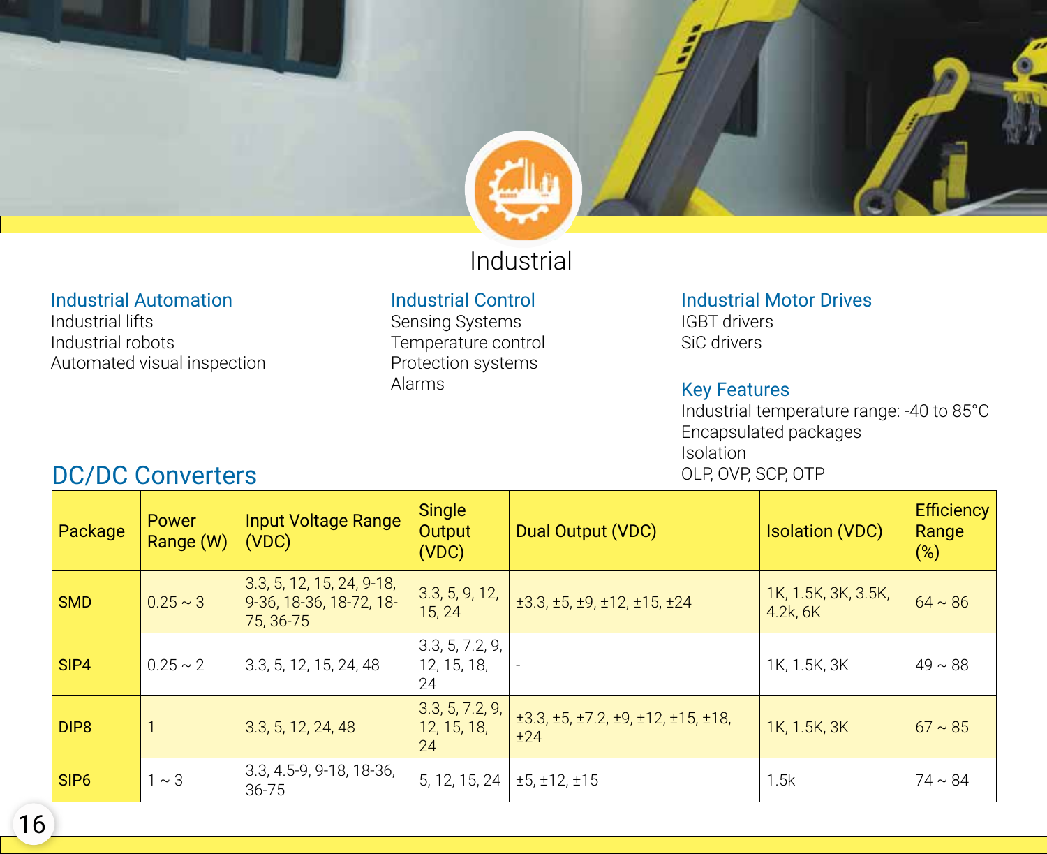# Industrial

### Industrial Automation

Industrial lifts
Industrial robots
Automated visual inspection

### Industrial Control

Sensing Systems
Temperature control
Protection systems
Alarms

### Industrial Motor Drives

IGBT drivers
SiC drivers

### Key Features

Industrial temperature range: -40 to 85°C
Encapsulated packages
Isolation
OLP, OVP, SCP, OTP

## DC/DC Converters

| Package | Power Range (W) | Input Voltage Range (VDC) | Single Output (VDC) | Dual Output (VDC) | Isolation (VDC) | Efficiency Range (%) |
|---|---|---|---|---|---|---|
| SMD | 0.25 ~ 3 | 3.3, 5, 12, 15, 24, 9-18, 9-36, 18-36, 18-72, 18-75, 36-75 | 3.3, 5, 9, 12, 15, 24 | ±3.3, ±5, ±9, ±12, ±15, ±24 | 1K, 1.5K, 3K, 3.5K, 4.2k, 6K | 64 ~ 86 |
| SIP4 | 0.25 ~ 2 | 3.3, 5, 12, 15, 24, 48 | 3.3, 5, 7.2, 9, 12, 15, 18, 24 | - | 1K, 1.5K, 3K | 49 ~ 88 |
| DIP8 | 1 | 3.3, 5, 12, 24, 48 | 3.3, 5, 7.2, 9, 12, 15, 18, 24 | ±3.3, ±5, ±7.2, ±9, ±12, ±15, ±18, ±24 | 1K, 1.5K, 3K | 67 ~ 85 |
| SIP6 | 1 ~ 3 | 3.3, 4.5-9, 9-18, 18-36, 36-75 | 5, 12, 15, 24 | ±5, ±12, ±15 | 1.5k | 74 ~ 84 |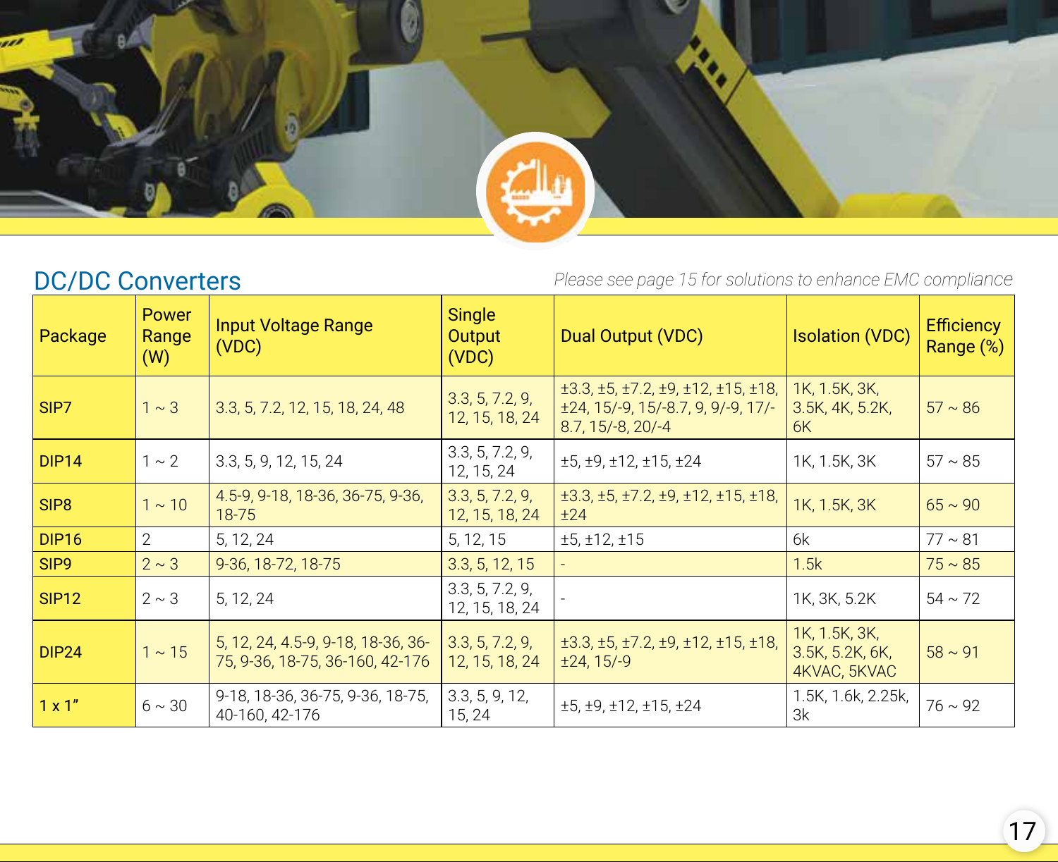## DC/DC Converters

*Please see page 15 for solutions to enhance EMC compliance*

| Package | Power Range (W) | Input Voltage Range (VDC) | Single Output (VDC) | Dual Output (VDC) | Isolation (VDC) | Efficiency Range (%) |
|---|---|---|---|---|---|---|
| SIP7 | 1 ~ 3 | 3.3, 5, 7.2, 12, 15, 18, 24, 48 | 3.3, 5, 7.2, 9, 12, 15, 18, 24 | ±3.3, ±5, ±7.2, ±9, ±12, ±15, ±18, ±24, 15/-9, 15/-8.7, 9, 9/-9, 17/-8.7, 15/-8, 20/-4 | 1K, 1.5K, 3K, 3.5K, 4K, 5.2K, 6K | 57 ~ 86 |
| DIP14 | 1 ~ 2 | 3.3, 5, 9, 12, 15, 24 | 3.3, 5, 7.2, 9, 12, 15, 24 | ±5, ±9, ±12, ±15, ±24 | 1K, 1.5K, 3K | 57 ~ 85 |
| SIP8 | 1 ~ 10 | 4.5-9, 9-18, 18-36, 36-75, 9-36, 18-75 | 3.3, 5, 7.2, 9, 12, 15, 18, 24 | ±3.3, ±5, ±7.2, ±9, ±12, ±15, ±18, ±24 | 1K, 1.5K, 3K | 65 ~ 90 |
| DIP16 | 2 | 5, 12, 24 | 5, 12, 15 | ±5, ±12, ±15 | 6k | 77 ~ 81 |
| SIP9 | 2 ~ 3 | 9-36, 18-72, 18-75 | 3.3, 5, 12, 15 | - | 1.5k | 75 ~ 85 |
| SIP12 | 2 ~ 3 | 5, 12, 24 | 3.3, 5, 7.2, 9, 12, 15, 18, 24 | - | 1K, 3K, 5.2K | 54 ~ 72 |
| DIP24 | 1 ~ 15 | 5, 12, 24, 4.5-9, 9-18, 18-36, 36-75, 9-36, 18-75, 36-160, 42-176 | 3.3, 5, 7.2, 9, 12, 15, 18, 24 | ±3.3, ±5, ±7.2, ±9, ±12, ±15, ±18, ±24, 15/-9 | 1K, 1.5K, 3K, 3.5K, 5.2K, 6K, 4KVAC, 5KVAC | 58 ~ 91 |
| 1 x 1” | 6 ~ 30 | 9-18, 18-36, 36-75, 9-36, 18-75, 40-160, 42-176 | 3.3, 5, 9, 12, 15, 24 | ±5, ±9, ±12, ±15, ±24 | 1.5K, 1.6k, 2.25k, 3k | 76 ~ 92 |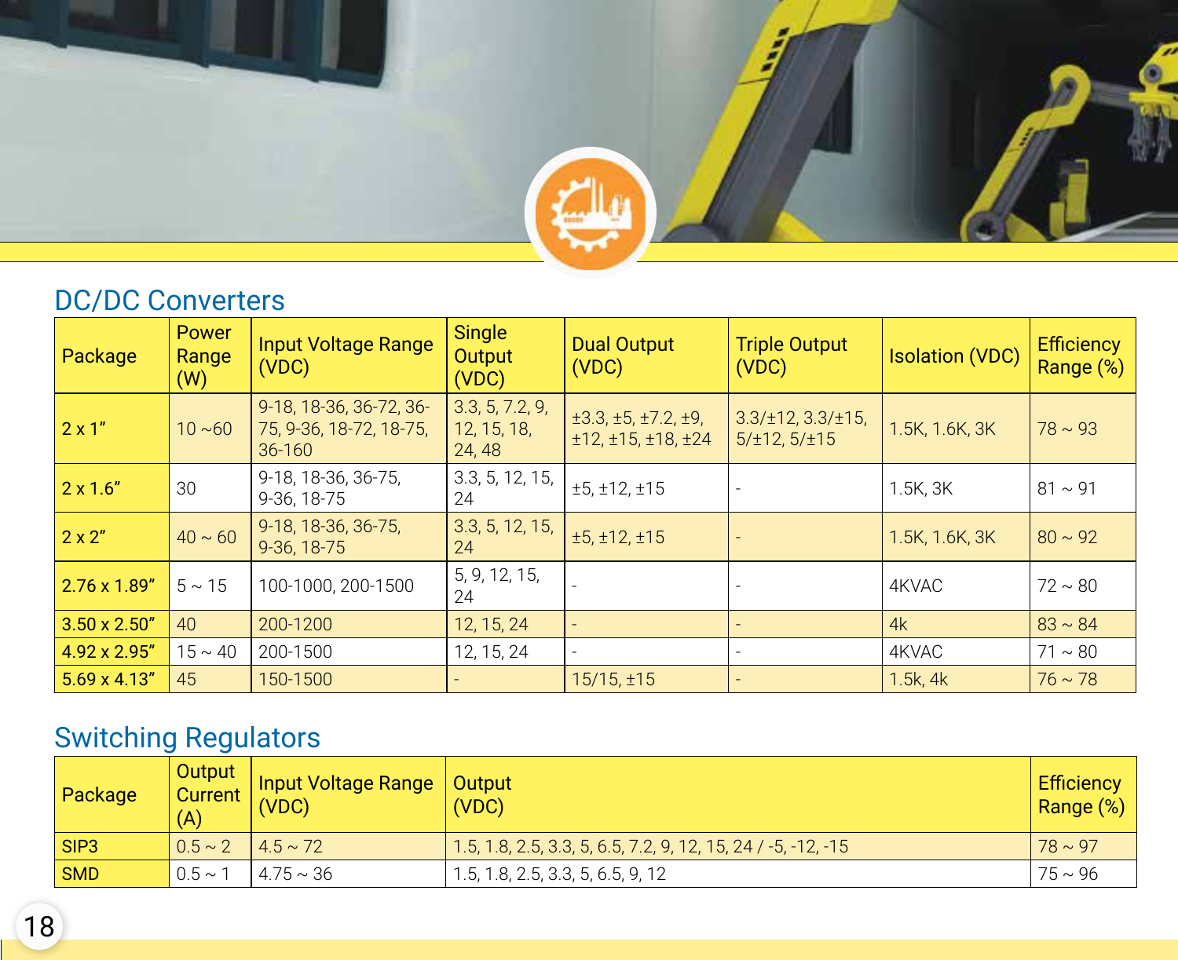## DC/DC Converters

| Package | Power Range (W) | Input Voltage Range (VDC) | Single Output (VDC) | Dual Output (VDC) | Triple Output (VDC) | Isolation (VDC) | Efficiency Range (%) |
|---|---|---|---|---|---|---|---|
| 2 x 1” | 10 ~60 | 9-18, 18-36, 36-72, 36-75, 9-36, 18-72, 18-75, 36-160 | 3.3, 5, 7.2, 9, 12, 15, 18, 24, 48 | ±3.3, ±5, ±7.2, ±9, ±12, ±15, ±18, ±24 | 3.3/±12, 3.3/±15, 5/±12, 5/±15 | 1.5K, 1.6K, 3K | 78 ~ 93 |
| 2 x 1.6” | 30 | 9-18, 18-36, 36-75, 9-36, 18-75 | 3.3, 5, 12, 15, 24 | ±5, ±12, ±15 | - | 1.5K, 3K | 81 ~ 91 |
| 2 x 2” | 40 ~ 60 | 9-18, 18-36, 36-75, 9-36, 18-75 | 3.3, 5, 12, 15, 24 | ±5, ±12, ±15 | - | 1.5K, 1.6K, 3K | 80 ~ 92 |
| 2.76 x 1.89” | 5 ~ 15 | 100-1000, 200-1500 | 5, 9, 12, 15, 24 | - | - | 4KVAC | 72 ~ 80 |
| 3.50 x 2.50” | 40 | 200-1200 | 12, 15, 24 | - | - | 4k | 83 ~ 84 |
| 4.92 x 2.95” | 15 ~ 40 | 200-1500 | 12, 15, 24 | - | - | 4KVAC | 71 ~ 80 |
| 5.69 x 4.13” | 45 | 150-1500 | - | 15/15, ±15 | - | 1.5k, 4k | 76 ~ 78 |

## Switching Regulators

| Package | Output Current (A) | Input Voltage Range (VDC) | Output (VDC) | Efficiency Range (%) |
|---|---|---|---|---|
| SIP3 | 0.5 ~ 2 | 4.5 ~ 72 | 1.5, 1.8, 2.5, 3.3, 5, 6.5, 7.2, 9, 12, 15, 24 / -5, -12, -15 | 78 ~ 97 |
| SMD | 0.5 ~ 1 | 4.75 ~ 36 | 1.5, 1.8, 2.5, 3.3, 5, 6.5, 9, 12 | 75 ~ 96 |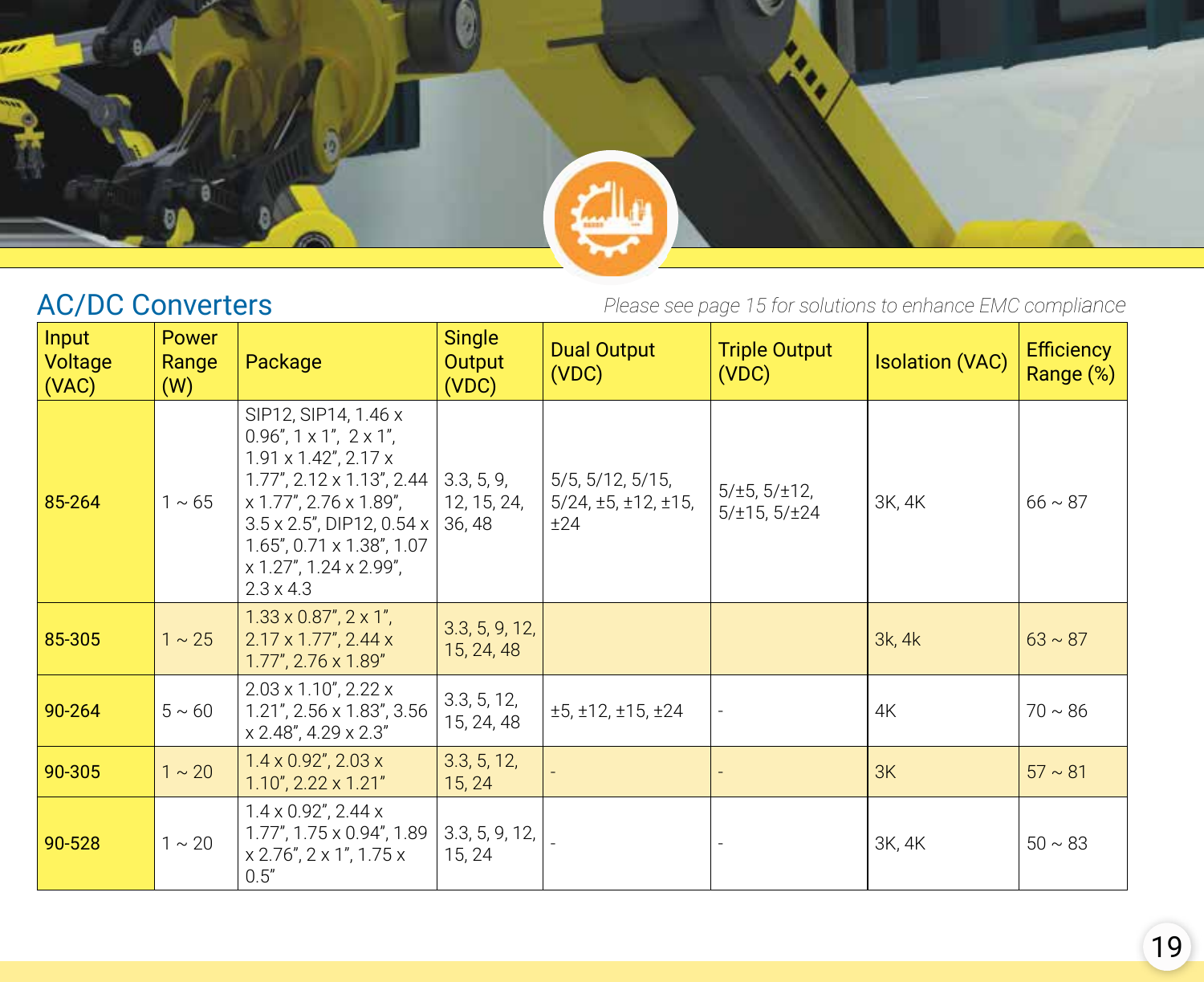## AC/DC Converters

*Please see page 15 for solutions to enhance EMC compliance*

| Input Voltage (VAC) | Power Range (W) | Package | Single Output (VDC) | Dual Output (VDC) | Triple Output (VDC) | Isolation (VAC) | Efficiency Range (%) |
|---|---|---|---|---|---|---|---|
| 85-264 | 1 ~ 65 | SIP12, SIP14, 1.46 x 0.96", 1 x 1", 2 x 1", 1.91 x 1.42", 2.17 x 1.77", 2.12 x 1.13", 2.44 x 1.77", 2.76 x 1.89", 3.5 x 2.5", DIP12, 0.54 x 1.65", 0.71 x 1.38", 1.07 x 1.27", 1.24 x 2.99", 2.3 x 4.3 | 3.3, 5, 9, 12, 15, 24, 36, 48 | 5/5, 5/12, 5/15, 5/24, ±5, ±12, ±15, ±24 | 5/±5, 5/±12, 5/±15, 5/±24 | 3K, 4K | 66 ~ 87 |
| 85-305 | 1 ~ 25 | 1.33 x 0.87", 2 x 1", 2.17 x 1.77", 2.44 x 1.77", 2.76 x 1.89" | 3.3, 5, 9, 12, 15, 24, 48 | | | 3k, 4k | 63 ~ 87 |
| 90-264 | 5 ~ 60 | 2.03 x 1.10", 2.22 x 1.21", 2.56 x 1.83", 3.56 x 2.48", 4.29 x 2.3" | 3.3, 5, 12, 15, 24, 48 | ±5, ±12, ±15, ±24 | - | 4K | 70 ~ 86 |
| 90-305 | 1 ~ 20 | 1.4 x 0.92", 2.03 x 1.10", 2.22 x 1.21" | 3.3, 5, 12, 15, 24 | - | - | 3K | 57 ~ 81 |
| 90-528 | 1 ~ 20 | 1.4 x 0.92", 2.44 x 1.77", 1.75 x 0.94", 1.89 x 2.76", 2 x 1", 1.75 x 0.5" | 3.3, 5, 9, 12, 15, 24 | - | - | 3K, 4K | 50 ~ 83 |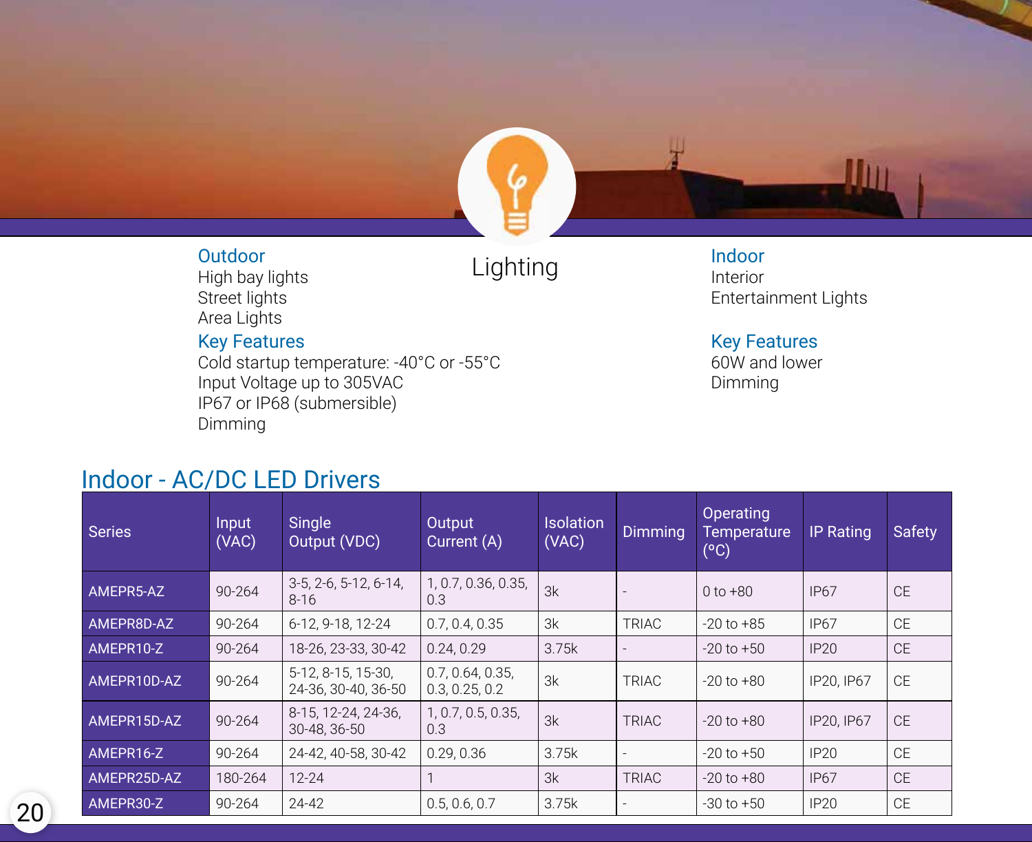# Lighting

### Outdoor

High bay lights
Street lights
Area Lights

### Key Features

Cold startup temperature: -40°C or -55°C
Input Voltage up to 305VAC
IP67 or IP68 (submersible)
Dimming

### Indoor

Interior
Entertainment Lights

### Key Features

60W and lower
Dimming

## Indoor - AC/DC LED Drivers

| Series | Input (VAC) | Single Output (VDC) | Output Current (A) | Isolation (VAC) | Dimming | Operating Temperature (°C) | IP Rating | Safety |
|---|---|---|---|---|---|---|---|---|
| AMEPR5-AZ | 90-264 | 3-5, 2-6, 5-12, 6-14, 8-16 | 1, 0.7, 0.36, 0.35, 0.3 | 3k | - | 0 to +80 | IP67 | CE |
| AMEPR8D-AZ | 90-264 | 6-12, 9-18, 12-24 | 0.7, 0.4, 0.35 | 3k | TRIAC | -20 to +85 | IP67 | CE |
| AMEPR10-Z | 90-264 | 18-26, 23-33, 30-42 | 0.24, 0.29 | 3.75k | - | -20 to +50 | IP20 | CE |
| AMEPR10D-AZ | 90-264 | 5-12, 8-15, 15-30, 24-36, 30-40, 36-50 | 0.7, 0.64, 0.35, 0.3, 0.25, 0.2 | 3k | TRIAC | -20 to +80 | IP20, IP67 | CE |
| AMEPR15D-AZ | 90-264 | 8-15, 12-24, 24-36, 30-48, 36-50 | 1, 0.7, 0.5, 0.35, 0.3 | 3k | TRIAC | -20 to +80 | IP20, IP67 | CE |
| AMEPR16-Z | 90-264 | 24-42, 40-58, 30-42 | 0.29, 0.36 | 3.75k | - | -20 to +50 | IP20 | CE |
| AMEPR25D-AZ | 180-264 | 12-24 | 1 | 3k | TRIAC | -20 to +80 | IP67 | CE |
| AMEPR30-Z | 90-264 | 24-42 | 0.5, 0.6, 0.7 | 3.75k | - | -30 to +50 | IP20 | CE |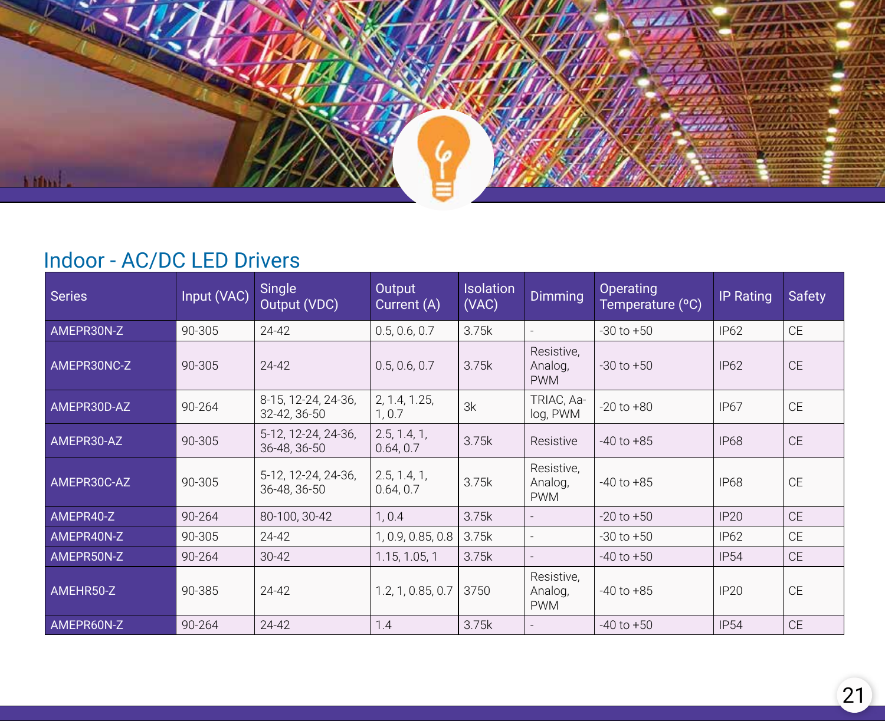## Indoor - AC/DC LED Drivers

| Series | Input (VAC) | Single Output (VDC) | Output Current (A) | Isolation (VAC) | Dimming | Operating Temperature (°C) | IP Rating | Safety |
|---|---|---|---|---|---|---|---|---|
| AMEPR30N-Z | 90-305 | 24-42 | 0.5, 0.6, 0.7 | 3.75k | - | -30 to +50 | IP62 | CE |
| AMEPR30NC-Z | 90-305 | 24-42 | 0.5, 0.6, 0.7 | 3.75k | Resistive, Analog, PWM | -30 to +50 | IP62 | CE |
| AMEPR30D-AZ | 90-264 | 8-15, 12-24, 24-36, 32-42, 36-50 | 2, 1.4, 1.25, 1, 0.7 | 3k | TRIAC, Aa-log, PWM | -20 to +80 | IP67 | CE |
| AMEPR30-AZ | 90-305 | 5-12, 12-24, 24-36, 36-48, 36-50 | 2.5, 1.4, 1, 0.64, 0.7 | 3.75k | Resistive | -40 to +85 | IP68 | CE |
| AMEPR30C-AZ | 90-305 | 5-12, 12-24, 24-36, 36-48, 36-50 | 2.5, 1.4, 1, 0.64, 0.7 | 3.75k | Resistive, Analog, PWM | -40 to +85 | IP68 | CE |
| AMEPR40-Z | 90-264 | 80-100, 30-42 | 1, 0.4 | 3.75k | - | -20 to +50 | IP20 | CE |
| AMEPR40N-Z | 90-305 | 24-42 | 1, 0.9, 0.85, 0.8 | 3.75k | - | -30 to +50 | IP62 | CE |
| AMEPR50N-Z | 90-264 | 30-42 | 1.15, 1.05, 1 | 3.75k | - | -40 to +50 | IP54 | CE |
| AMEHR50-Z | 90-385 | 24-42 | 1.2, 1, 0.85, 0.7 | 3750 | Resistive, Analog, PWM | -40 to +85 | IP20 | CE |
| AMEPR60N-Z | 90-264 | 24-42 | 1.4 | 3.75k | - | -40 to +50 | IP54 | CE |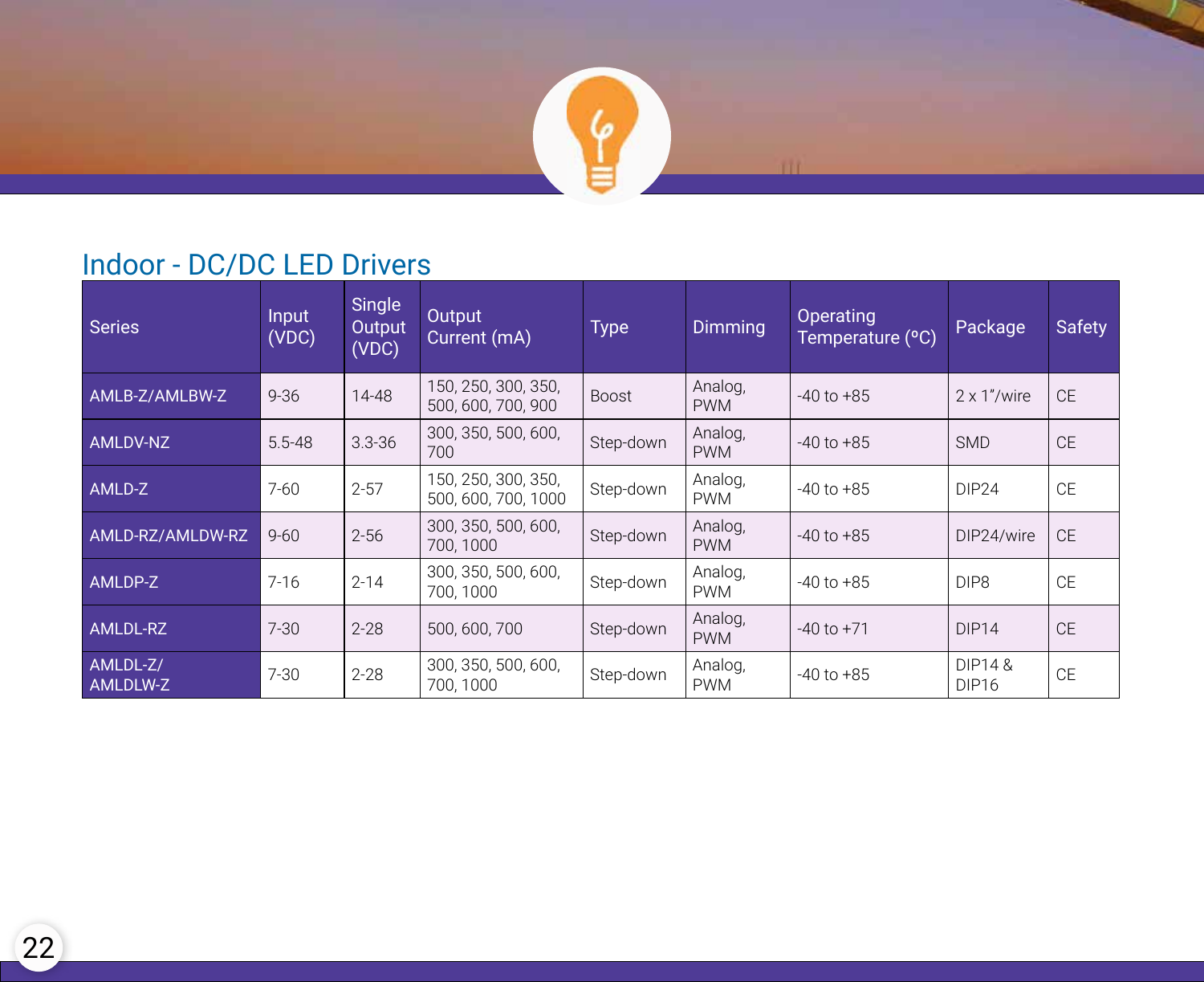## Indoor - DC/DC LED Drivers

| Series | Input (VDC) | Single Output (VDC) | Output Current (mA) | Type | Dimming | Operating Temperature (ºC) | Package | Safety |
|---|---|---|---|---|---|---|---|---|
| AMLB-Z/AMLBW-Z | 9-36 | 14-48 | 150, 250, 300, 350, 500, 600, 700, 900 | Boost | Analog, PWM | -40 to +85 | 2 x 1"/wire | CE |
| AMLDV-NZ | 5.5-48 | 3.3-36 | 300, 350, 500, 600, 700 | Step-down | Analog, PWM | -40 to +85 | SMD | CE |
| AMLD-Z | 7-60 | 2-57 | 150, 250, 300, 350, 500, 600, 700, 1000 | Step-down | Analog, PWM | -40 to +85 | DIP24 | CE |
| AMLD-RZ/AMLDW-RZ | 9-60 | 2-56 | 300, 350, 500, 600, 700, 1000 | Step-down | Analog, PWM | -40 to +85 | DIP24/wire | CE |
| AMLDP-Z | 7-16 | 2-14 | 300, 350, 500, 600, 700, 1000 | Step-down | Analog, PWM | -40 to +85 | DIP8 | CE |
| AMLDL-RZ | 7-30 | 2-28 | 500, 600, 700 | Step-down | Analog, PWM | -40 to +71 | DIP14 | CE |
| AMLDL-Z/ AMLDLW-Z | 7-30 | 2-28 | 300, 350, 500, 600, 700, 1000 | Step-down | Analog, PWM | -40 to +85 | DIP14 & DIP16 | CE |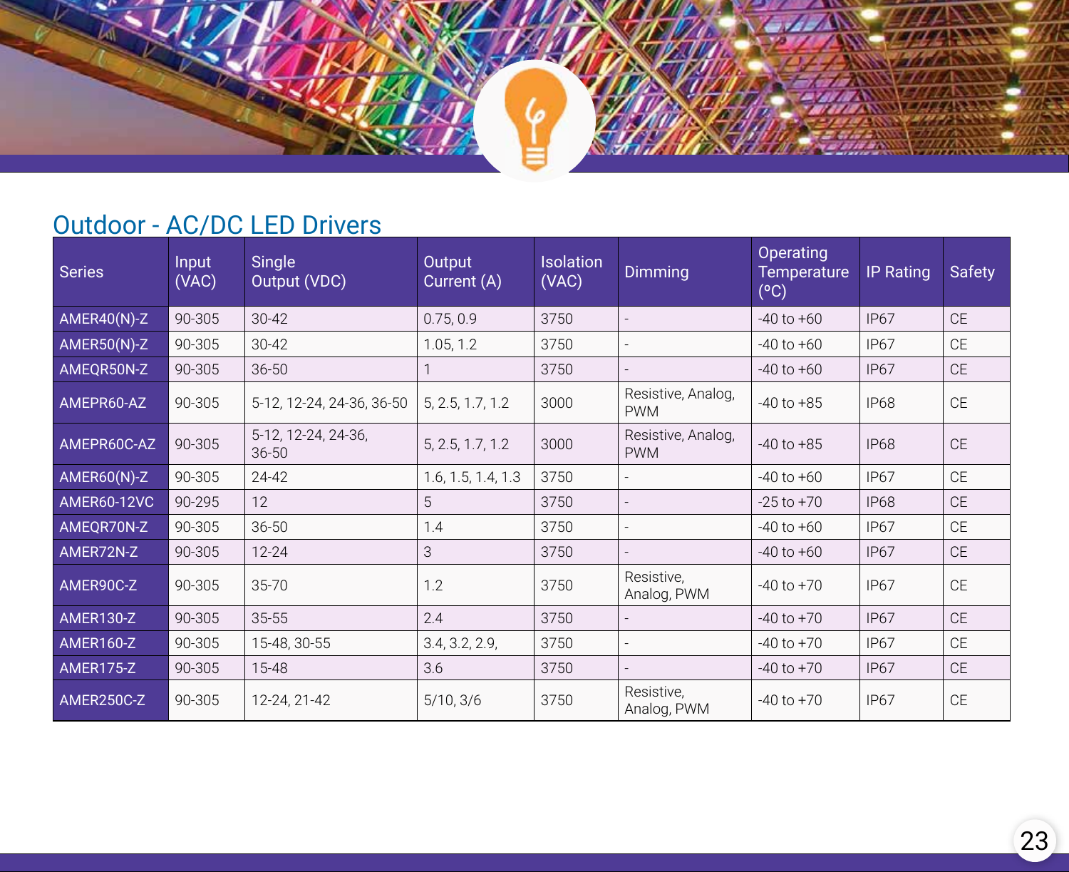## Outdoor - AC/DC LED Drivers

| Series | Input (VAC) | Single Output (VDC) | Output Current (A) | Isolation (VAC) | Dimming | Operating Temperature (ºC) | IP Rating | Safety |
|---|---|---|---|---|---|---|---|---|
| AMER40(N)-Z | 90-305 | 30-42 | 0.75, 0.9 | 3750 | - | -40 to +60 | IP67 | CE |
| AMER50(N)-Z | 90-305 | 30-42 | 1.05, 1.2 | 3750 | - | -40 to +60 | IP67 | CE |
| AMEQR50N-Z | 90-305 | 36-50 | 1 | 3750 | - | -40 to +60 | IP67 | CE |
| AMEPR60-AZ | 90-305 | 5-12, 12-24, 24-36, 36-50 | 5, 2.5, 1.7, 1.2 | 3000 | Resistive, Analog, PWM | -40 to +85 | IP68 | CE |
| AMEPR60C-AZ | 90-305 | 5-12, 12-24, 24-36, 36-50 | 5, 2.5, 1.7, 1.2 | 3000 | Resistive, Analog, PWM | -40 to +85 | IP68 | CE |
| AMER60(N)-Z | 90-305 | 24-42 | 1.6, 1.5, 1.4, 1.3 | 3750 | - | -40 to +60 | IP67 | CE |
| AMER60-12VC | 90-295 | 12 | 5 | 3750 | - | -25 to +70 | IP68 | CE |
| AMEQR70N-Z | 90-305 | 36-50 | 1.4 | 3750 | - | -40 to +60 | IP67 | CE |
| AMER72N-Z | 90-305 | 12-24 | 3 | 3750 | - | -40 to +60 | IP67 | CE |
| AMER90C-Z | 90-305 | 35-70 | 1.2 | 3750 | Resistive, Analog, PWM | -40 to +70 | IP67 | CE |
| AMER130-Z | 90-305 | 35-55 | 2.4 | 3750 | - | -40 to +70 | IP67 | CE |
| AMER160-Z | 90-305 | 15-48, 30-55 | 3.4, 3.2, 2.9, | 3750 | - | -40 to +70 | IP67 | CE |
| AMER175-Z | 90-305 | 15-48 | 3.6 | 3750 | - | -40 to +70 | IP67 | CE |
| AMER250C-Z | 90-305 | 12-24, 21-42 | 5/10, 3/6 | 3750 | Resistive, Analog, PWM | -40 to +70 | IP67 | CE |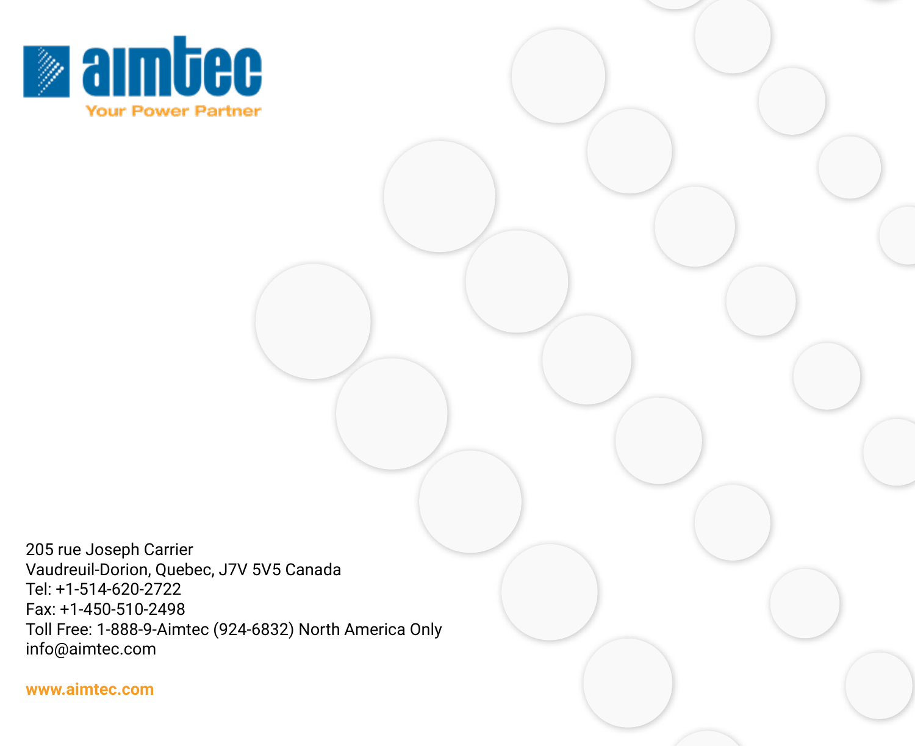aimtec

Your Power Partner

205 rue Joseph Carrier
Vaudreuil-Dorion, Quebec, J7V 5V5 Canada
Tel: +1-514-620-2722
Fax: +1-450-510-2498
Toll Free: 1-888-9-Aimtec (924-6832) North America Only
info@aimtec.com

**www.aimtec.com**